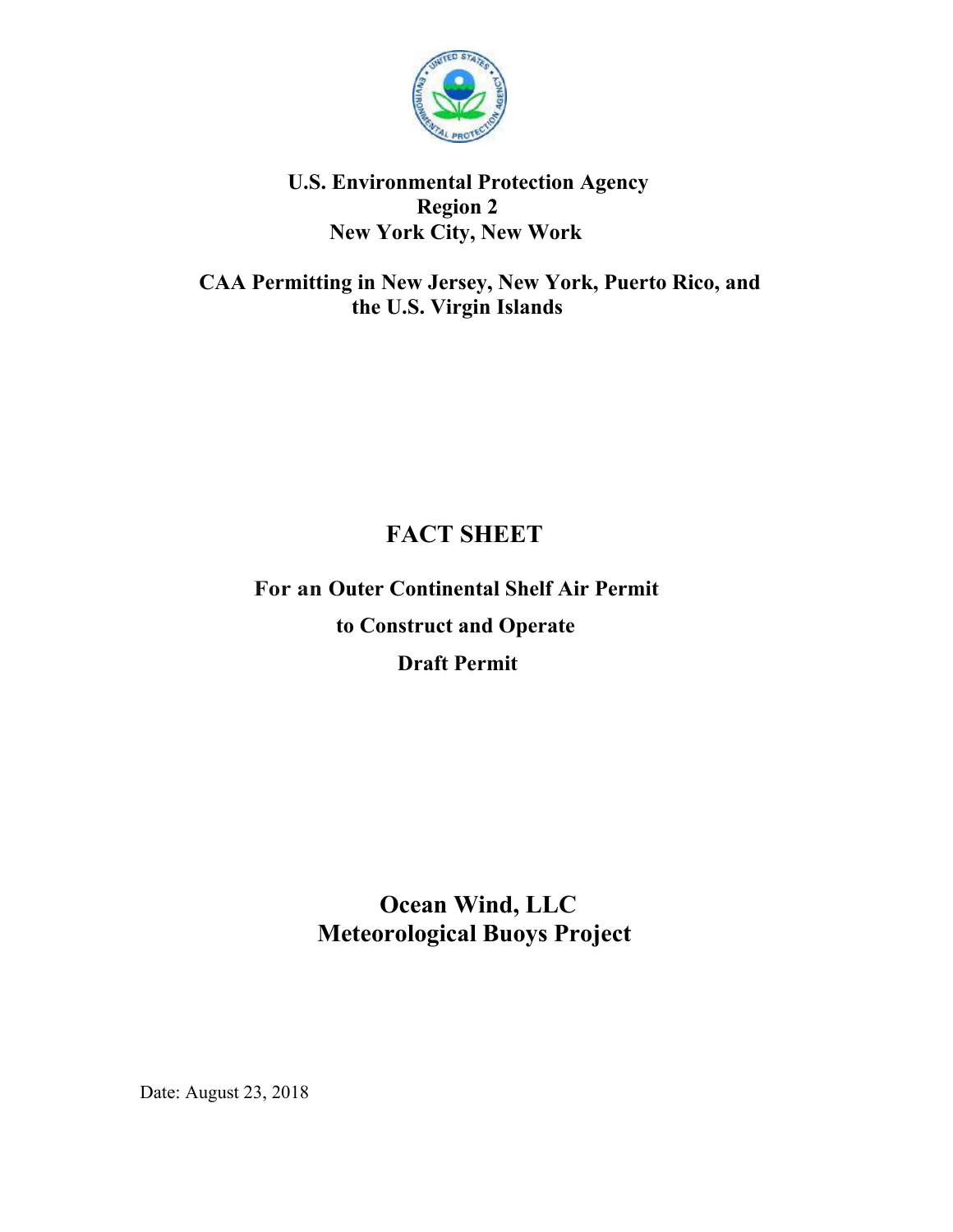**U.S. Environmental Protection Agency**
**Region 2**
**New York City, New Work**

**CAA Permitting in New Jersey, New York, Puerto Rico, and the U.S. Virgin Islands**

# FACT SHEET

## For an Outer Continental Shelf Air Permit to Construct and Operate Draft Permit

## Ocean Wind, LLC
## Meteorological Buoys Project

Date: August 23, 2018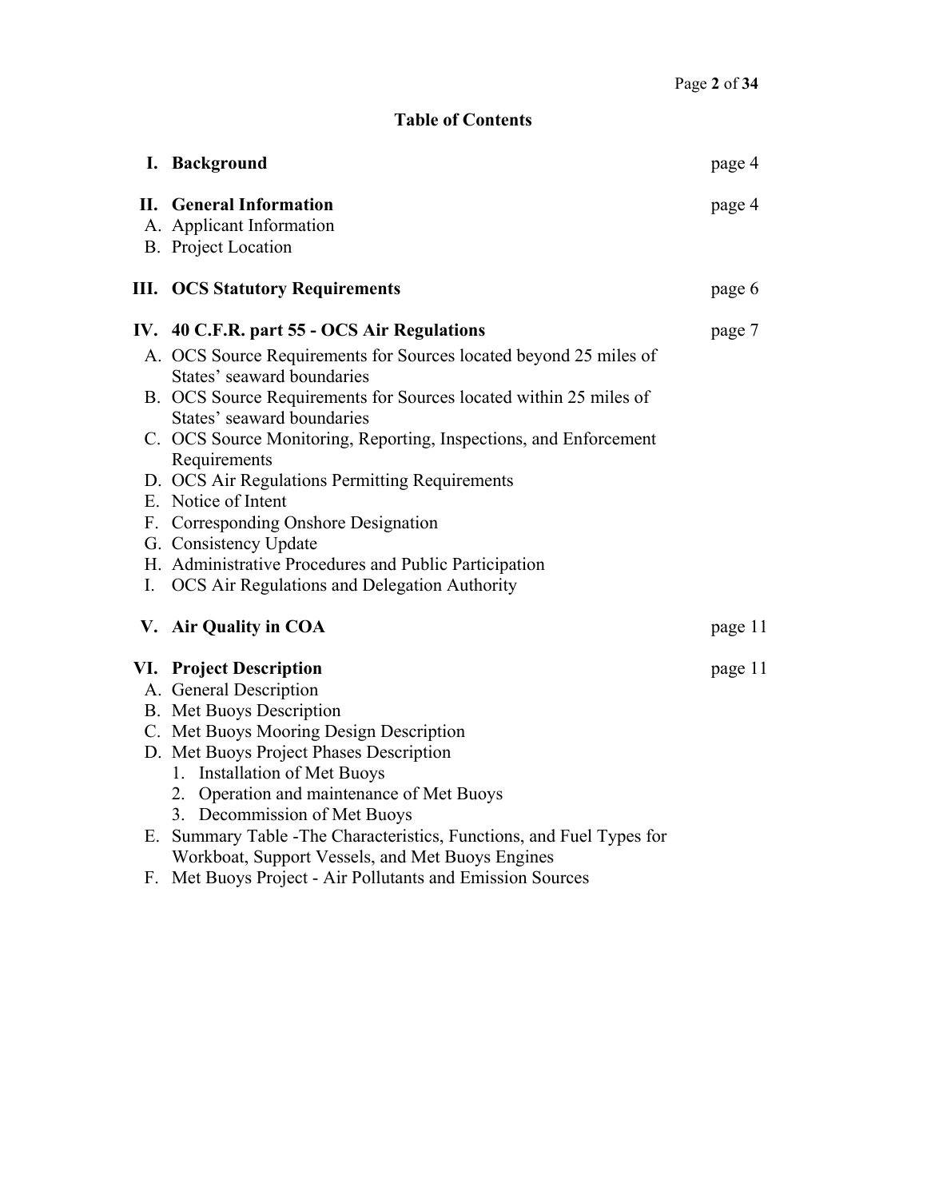## Table of Contents

**I. Background** page 4

**II. General Information** page 4

A. Applicant Information
B. Project Location

**III. OCS Statutory Requirements** page 6

**IV. 40 C.F.R. part 55 - OCS Air Regulations** page 7

A. OCS Source Requirements for Sources located beyond 25 miles of States' seaward boundaries
B. OCS Source Requirements for Sources located within 25 miles of States' seaward boundaries
C. OCS Source Monitoring, Reporting, Inspections, and Enforcement Requirements
D. OCS Air Regulations Permitting Requirements
E. Notice of Intent
F. Corresponding Onshore Designation
G. Consistency Update
H. Administrative Procedures and Public Participation
I. OCS Air Regulations and Delegation Authority

**V. Air Quality in COA** page 11

**VI. Project Description** page 11

A. General Description
B. Met Buoys Description
C. Met Buoys Mooring Design Description
D. Met Buoys Project Phases Description
   1. Installation of Met Buoys
   2. Operation and maintenance of Met Buoys
   3. Decommission of Met Buoys
E. Summary Table -The Characteristics, Functions, and Fuel Types for Workboat, Support Vessels, and Met Buoys Engines
F. Met Buoys Project - Air Pollutants and Emission Sources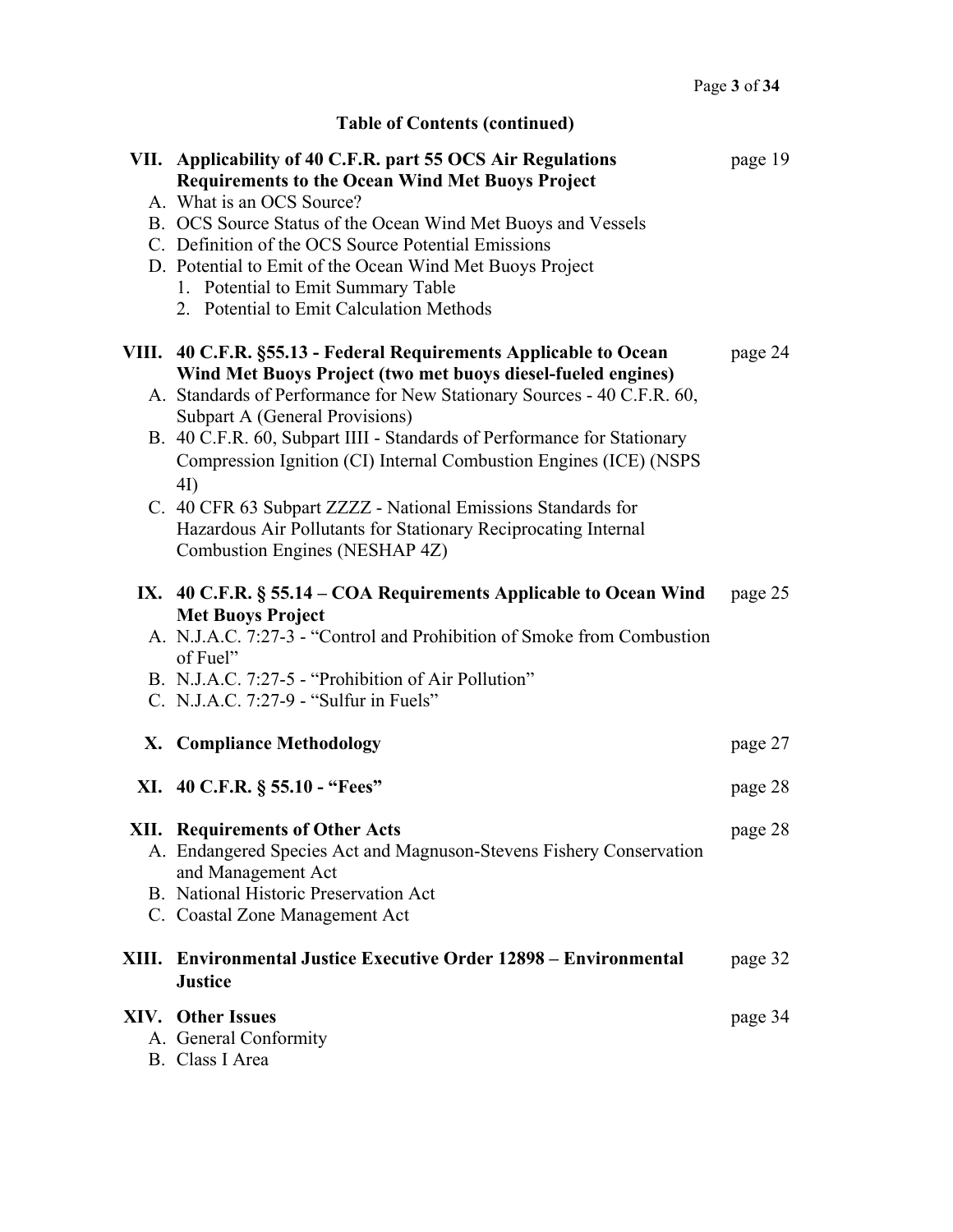## Table of Contents (continued)

**VII. Applicability of 40 C.F.R. part 55 OCS Air Regulations Requirements to the Ocean Wind Met Buoys Project** — page 19

- A. What is an OCS Source?
- B. OCS Source Status of the Ocean Wind Met Buoys and Vessels
- C. Definition of the OCS Source Potential Emissions
- D. Potential to Emit of the Ocean Wind Met Buoys Project
    1. Potential to Emit Summary Table
    2. Potential to Emit Calculation Methods

**VIII. 40 C.F.R. §55.13 - Federal Requirements Applicable to Ocean Wind Met Buoys Project (two met buoys diesel-fueled engines)** — page 24

- A. Standards of Performance for New Stationary Sources - 40 C.F.R. 60, Subpart A (General Provisions)
- B. 40 C.F.R. 60, Subpart IIII - Standards of Performance for Stationary Compression Ignition (CI) Internal Combustion Engines (ICE) (NSPS 4I)
- C. 40 CFR 63 Subpart ZZZZ - National Emissions Standards for Hazardous Air Pollutants for Stationary Reciprocating Internal Combustion Engines (NESHAP 4Z)

**IX. 40 C.F.R. § 55.14 – COA Requirements Applicable to Ocean Wind Met Buoys Project** — page 25

- A. N.J.A.C. 7:27-3 - "Control and Prohibition of Smoke from Combustion of Fuel"
- B. N.J.A.C. 7:27-5 - "Prohibition of Air Pollution"
- C. N.J.A.C. 7:27-9 - "Sulfur in Fuels"

**X. Compliance Methodology** — page 27

**XI. 40 C.F.R. § 55.10 - "Fees"** — page 28

**XII. Requirements of Other Acts** — page 28

- A. Endangered Species Act and Magnuson-Stevens Fishery Conservation and Management Act
- B. National Historic Preservation Act
- C. Coastal Zone Management Act

**XIII. Environmental Justice Executive Order 12898 – Environmental Justice** — page 32

**XIV. Other Issues** — page 34

- A. General Conformity
- B. Class I Area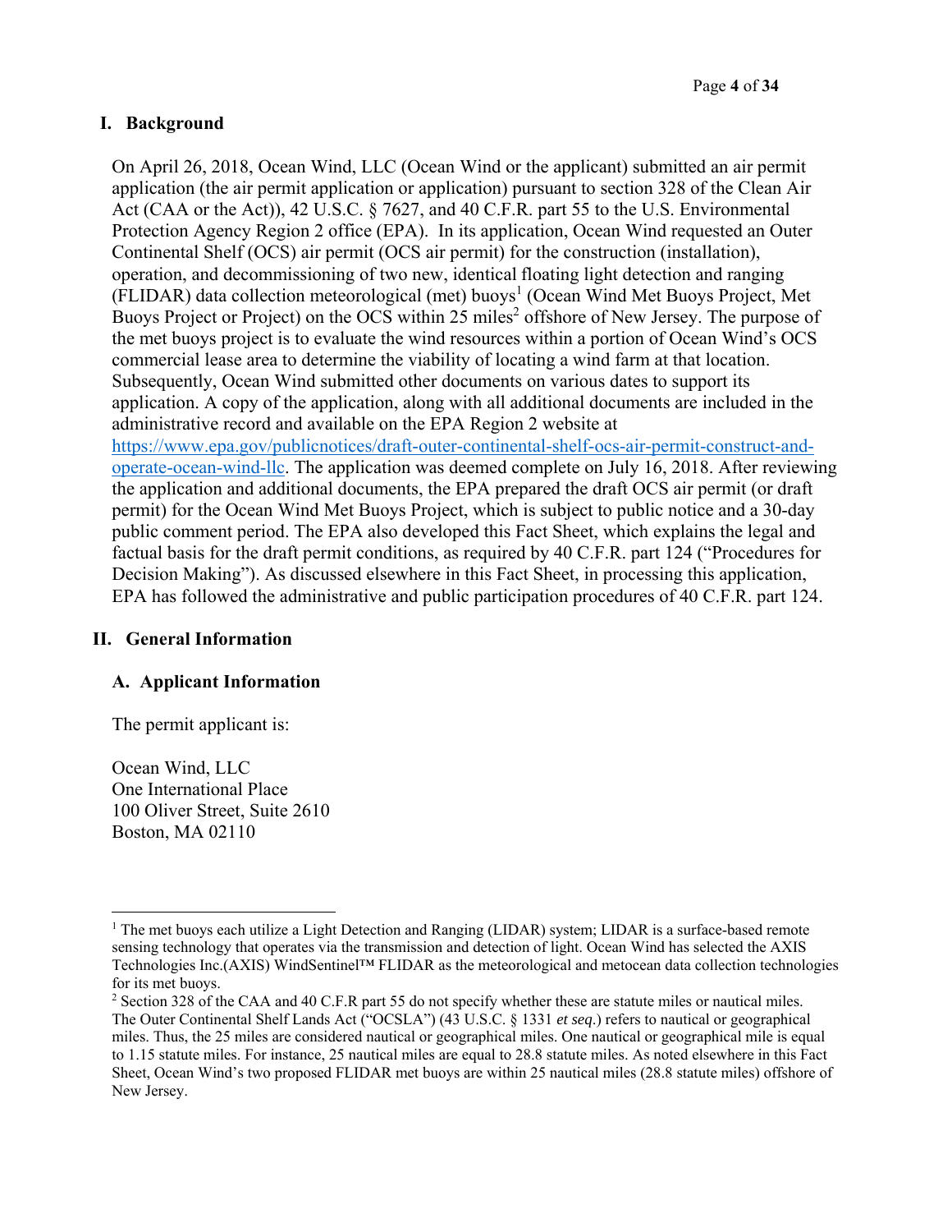## I. Background

On April 26, 2018, Ocean Wind, LLC (Ocean Wind or the applicant) submitted an air permit application (the air permit application or application) pursuant to section 328 of the Clean Air Act (CAA or the Act)), 42 U.S.C. § 7627, and 40 C.F.R. part 55 to the U.S. Environmental Protection Agency Region 2 office (EPA). In its application, Ocean Wind requested an Outer Continental Shelf (OCS) air permit (OCS air permit) for the construction (installation), operation, and decommissioning of two new, identical floating light detection and ranging (FLIDAR) data collection meteorological (met) buoys[1] (Ocean Wind Met Buoys Project, Met Buoys Project or Project) on the OCS within 25 miles[2] offshore of New Jersey. The purpose of the met buoys project is to evaluate the wind resources within a portion of Ocean Wind's OCS commercial lease area to determine the viability of locating a wind farm at that location. Subsequently, Ocean Wind submitted other documents on various dates to support its application. A copy of the application, along with all additional documents are included in the administrative record and available on the EPA Region 2 website at [https://www.epa.gov/publicnotices/draft-outer-continental-shelf-ocs-air-permit-construct-and-operate-ocean-wind-llc](https://www.epa.gov/publicnotices/draft-outer-continental-shelf-ocs-air-permit-construct-and-operate-ocean-wind-llc). The application was deemed complete on July 16, 2018. After reviewing the application and additional documents, the EPA prepared the draft OCS air permit (or draft permit) for the Ocean Wind Met Buoys Project, which is subject to public notice and a 30-day public comment period. The EPA also developed this Fact Sheet, which explains the legal and factual basis for the draft permit conditions, as required by 40 C.F.R. part 124 ("Procedures for Decision Making"). As discussed elsewhere in this Fact Sheet, in processing this application, EPA has followed the administrative and public participation procedures of 40 C.F.R. part 124.

## II. General Information

### A. Applicant Information

The permit applicant is:

Ocean Wind, LLC
One International Place
100 Oliver Street, Suite 2610
Boston, MA 02110

---

[1] The met buoys each utilize a Light Detection and Ranging (LIDAR) system; LIDAR is a surface-based remote sensing technology that operates via the transmission and detection of light. Ocean Wind has selected the AXIS Technologies Inc.(AXIS) WindSentinel™ FLIDAR as the meteorological and metocean data collection technologies for its met buoys.

[2] Section 328 of the CAA and 40 C.F.R part 55 do not specify whether these are statute miles or nautical miles. The Outer Continental Shelf Lands Act ("OCSLA") (43 U.S.C. § 1331 *et seq*.) refers to nautical or geographical miles. Thus, the 25 miles are considered nautical or geographical miles. One nautical or geographical mile is equal to 1.15 statute miles. For instance, 25 nautical miles are equal to 28.8 statute miles. As noted elsewhere in this Fact Sheet, Ocean Wind's two proposed FLIDAR met buoys are within 25 nautical miles (28.8 statute miles) offshore of New Jersey.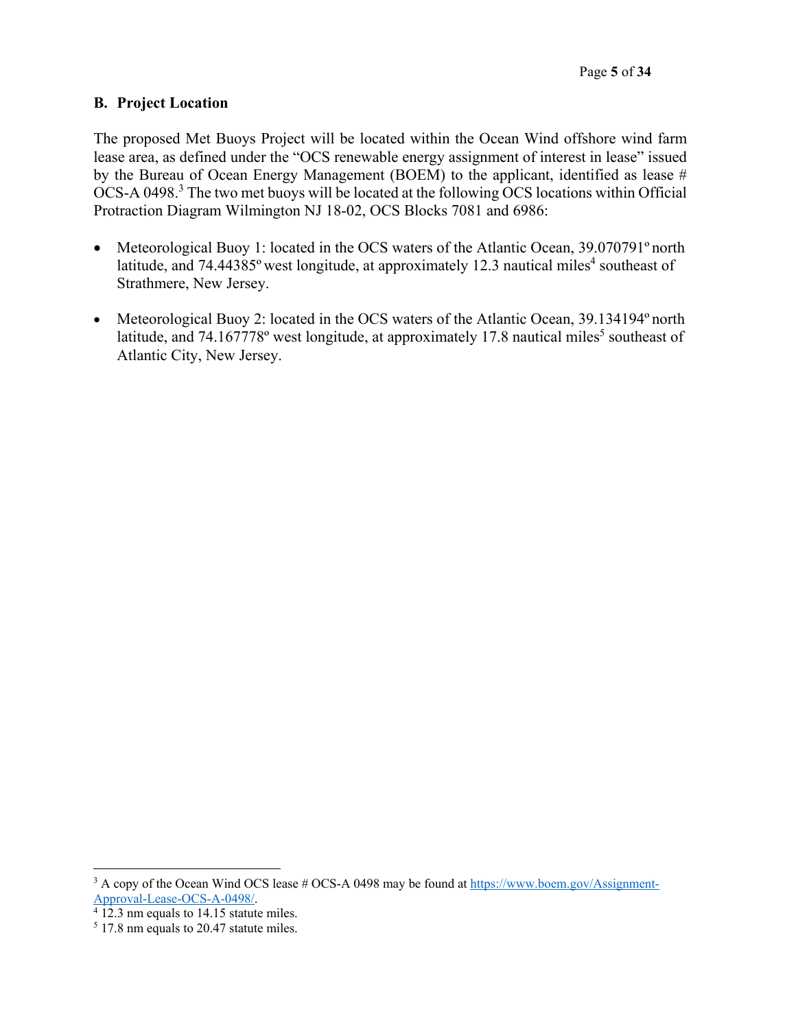## B. Project Location

The proposed Met Buoys Project will be located within the Ocean Wind offshore wind farm lease area, as defined under the "OCS renewable energy assignment of interest in lease" issued by the Bureau of Ocean Energy Management (BOEM) to the applicant, identified as lease # OCS-A 0498.[3] The two met buoys will be located at the following OCS locations within Official Protraction Diagram Wilmington NJ 18-02, OCS Blocks 7081 and 6986:

- Meteorological Buoy 1: located in the OCS waters of the Atlantic Ocean, 39.070791º north latitude, and 74.44385º west longitude, at approximately 12.3 nautical miles[4] southeast of Strathmere, New Jersey.
- Meteorological Buoy 2: located in the OCS waters of the Atlantic Ocean, 39.134194º north latitude, and 74.167778º west longitude, at approximately 17.8 nautical miles[5] southeast of Atlantic City, New Jersey.

---

[3] A copy of the Ocean Wind OCS lease # OCS-A 0498 may be found at [https://www.boem.gov/Assignment-Approval-Lease-OCS-A-0498/](https://www.boem.gov/Assignment-Approval-Lease-OCS-A-0498/).

[4] 12.3 nm equals to 14.15 statute miles.

[5] 17.8 nm equals to 20.47 statute miles.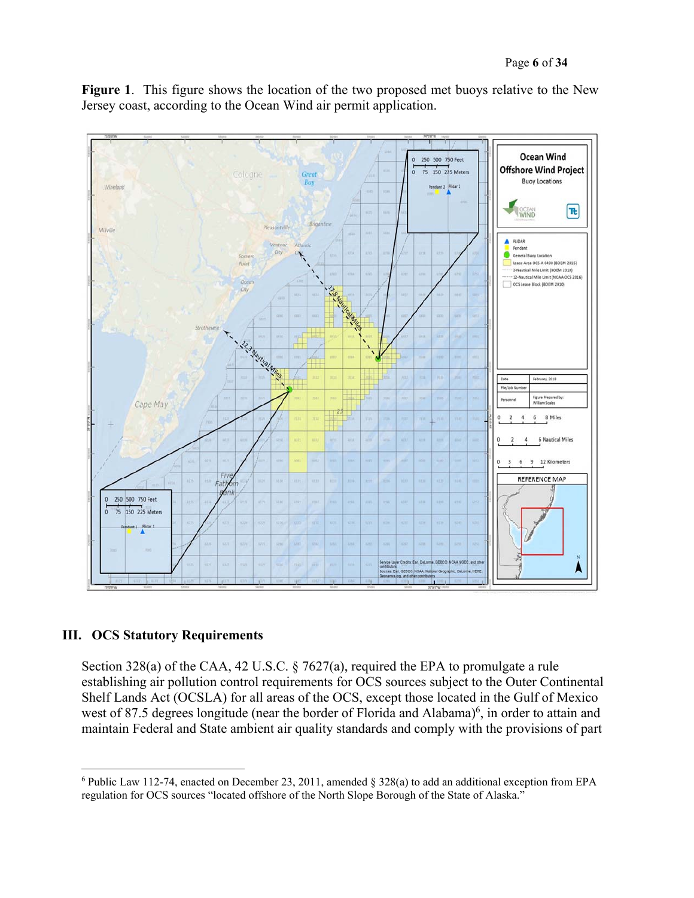**Figure 1**. This figure shows the location of the two proposed met buoys relative to the New Jersey coast, according to the Ocean Wind air permit application.

## III. OCS Statutory Requirements

Section 328(a) of the CAA, 42 U.S.C. § 7627(a), required the EPA to promulgate a rule establishing air pollution control requirements for OCS sources subject to the Outer Continental Shelf Lands Act (OCSLA) for all areas of the OCS, except those located in the Gulf of Mexico west of 87.5 degrees longitude (near the border of Florida and Alabama)[6], in order to attain and maintain Federal and State ambient air quality standards and comply with the provisions of part

---

[6] Public Law 112-74, enacted on December 23, 2011, amended § 328(a) to add an additional exception from EPA regulation for OCS sources "located offshore of the North Slope Borough of the State of Alaska."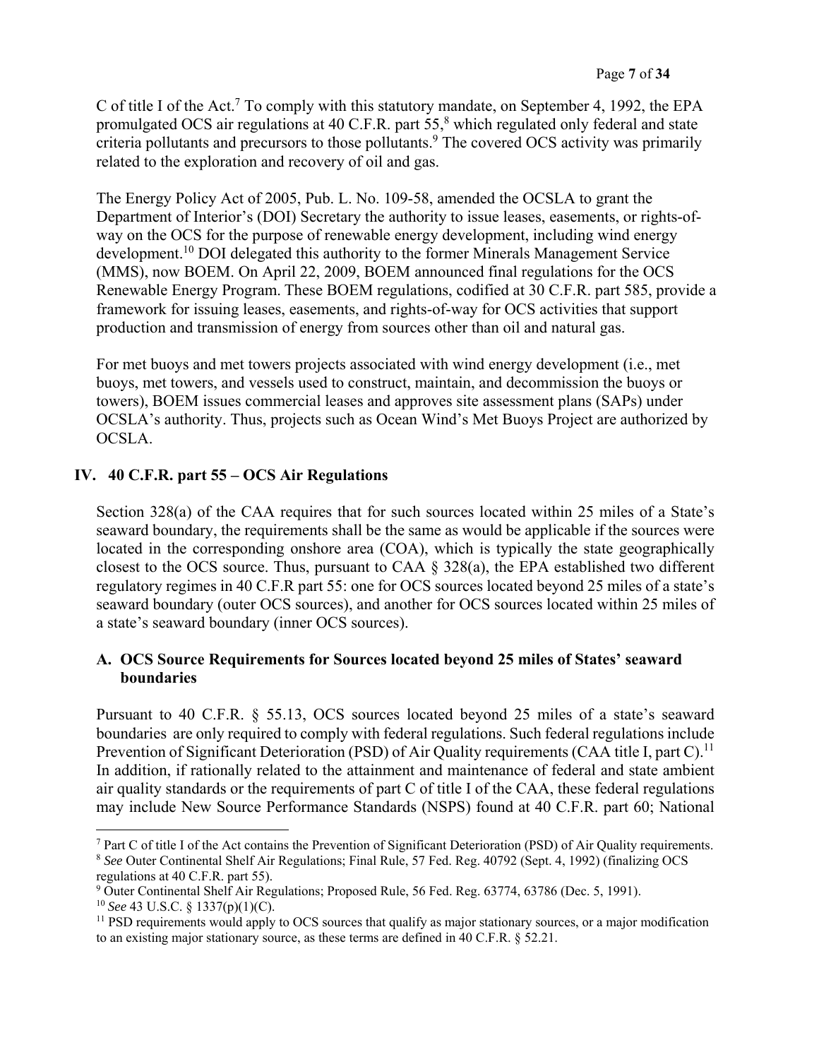C of title I of the Act.[7] To comply with this statutory mandate, on September 4, 1992, the EPA promulgated OCS air regulations at 40 C.F.R. part 55,[8] which regulated only federal and state criteria pollutants and precursors to those pollutants.[9] The covered OCS activity was primarily related to the exploration and recovery of oil and gas.

The Energy Policy Act of 2005, Pub. L. No. 109-58, amended the OCSLA to grant the Department of Interior's (DOI) Secretary the authority to issue leases, easements, or rights-of-way on the OCS for the purpose of renewable energy development, including wind energy development.[10] DOI delegated this authority to the former Minerals Management Service (MMS), now BOEM. On April 22, 2009, BOEM announced final regulations for the OCS Renewable Energy Program. These BOEM regulations, codified at 30 C.F.R. part 585, provide a framework for issuing leases, easements, and rights-of-way for OCS activities that support production and transmission of energy from sources other than oil and natural gas.

For met buoys and met towers projects associated with wind energy development (i.e., met buoys, met towers, and vessels used to construct, maintain, and decommission the buoys or towers), BOEM issues commercial leases and approves site assessment plans (SAPs) under OCSLA's authority. Thus, projects such as Ocean Wind's Met Buoys Project are authorized by OCSLA.

## IV. 40 C.F.R. part 55 – OCS Air Regulations

Section 328(a) of the CAA requires that for such sources located within 25 miles of a State's seaward boundary, the requirements shall be the same as would be applicable if the sources were located in the corresponding onshore area (COA), which is typically the state geographically closest to the OCS source. Thus, pursuant to CAA § 328(a), the EPA established two different regulatory regimes in 40 C.F.R part 55: one for OCS sources located beyond 25 miles of a state's seaward boundary (outer OCS sources), and another for OCS sources located within 25 miles of a state's seaward boundary (inner OCS sources).

### A. OCS Source Requirements for Sources located beyond 25 miles of States' seaward boundaries

Pursuant to 40 C.F.R. § 55.13, OCS sources located beyond 25 miles of a state's seaward boundaries are only required to comply with federal regulations. Such federal regulations include Prevention of Significant Deterioration (PSD) of Air Quality requirements (CAA title I, part C).[11] In addition, if rationally related to the attainment and maintenance of federal and state ambient air quality standards or the requirements of part C of title I of the CAA, these federal regulations may include New Source Performance Standards (NSPS) found at 40 C.F.R. part 60; National

---

[7] Part C of title I of the Act contains the Prevention of Significant Deterioration (PSD) of Air Quality requirements.

[8] *See* Outer Continental Shelf Air Regulations; Final Rule, 57 Fed. Reg. 40792 (Sept. 4, 1992) (finalizing OCS regulations at 40 C.F.R. part 55).

[9] Outer Continental Shelf Air Regulations; Proposed Rule, 56 Fed. Reg. 63774, 63786 (Dec. 5, 1991).

[10] *See* 43 U.S.C. § 1337(p)(1)(C).

[11] PSD requirements would apply to OCS sources that qualify as major stationary sources, or a major modification to an existing major stationary source, as these terms are defined in 40 C.F.R. § 52.21.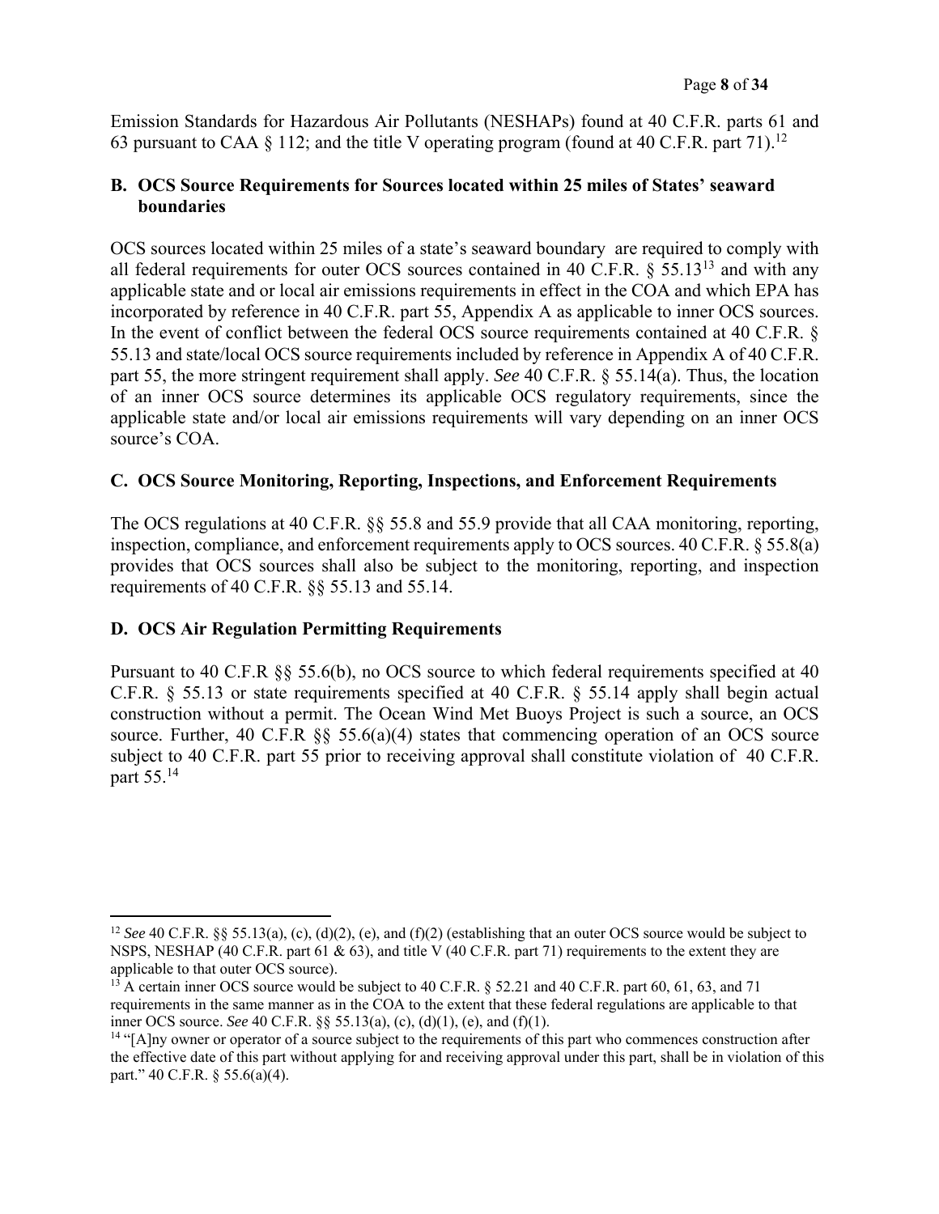Emission Standards for Hazardous Air Pollutants (NESHAPs) found at 40 C.F.R. parts 61 and 63 pursuant to CAA § 112; and the title V operating program (found at 40 C.F.R. part 71).[12]

### B. OCS Source Requirements for Sources located within 25 miles of States' seaward boundaries

OCS sources located within 25 miles of a state's seaward boundary are required to comply with all federal requirements for outer OCS sources contained in 40 C.F.R. § 55.13[13] and with any applicable state and or local air emissions requirements in effect in the COA and which EPA has incorporated by reference in 40 C.F.R. part 55, Appendix A as applicable to inner OCS sources. In the event of conflict between the federal OCS source requirements contained at 40 C.F.R. § 55.13 and state/local OCS source requirements included by reference in Appendix A of 40 C.F.R. part 55, the more stringent requirement shall apply. *See* 40 C.F.R. § 55.14(a). Thus, the location of an inner OCS source determines its applicable OCS regulatory requirements, since the applicable state and/or local air emissions requirements will vary depending on an inner OCS source's COA.

### C. OCS Source Monitoring, Reporting, Inspections, and Enforcement Requirements

The OCS regulations at 40 C.F.R. §§ 55.8 and 55.9 provide that all CAA monitoring, reporting, inspection, compliance, and enforcement requirements apply to OCS sources. 40 C.F.R. § 55.8(a) provides that OCS sources shall also be subject to the monitoring, reporting, and inspection requirements of 40 C.F.R. §§ 55.13 and 55.14.

### D. OCS Air Regulation Permitting Requirements

Pursuant to 40 C.F.R §§ 55.6(b), no OCS source to which federal requirements specified at 40 C.F.R. § 55.13 or state requirements specified at 40 C.F.R. § 55.14 apply shall begin actual construction without a permit. The Ocean Wind Met Buoys Project is such a source, an OCS source. Further, 40 C.F.R §§ 55.6(a)(4) states that commencing operation of an OCS source subject to 40 C.F.R. part 55 prior to receiving approval shall constitute violation of 40 C.F.R. part 55.[14]

---

[12] *See* 40 C.F.R. §§ 55.13(a), (c), (d)(2), (e), and (f)(2) (establishing that an outer OCS source would be subject to NSPS, NESHAP (40 C.F.R. part 61 & 63), and title V (40 C.F.R. part 71) requirements to the extent they are applicable to that outer OCS source).

[13] A certain inner OCS source would be subject to 40 C.F.R. § 52.21 and 40 C.F.R. part 60, 61, 63, and 71 requirements in the same manner as in the COA to the extent that these federal regulations are applicable to that inner OCS source. *See* 40 C.F.R. §§ 55.13(a), (c), (d)(1), (e), and (f)(1).

[14] "[A]ny owner or operator of a source subject to the requirements of this part who commences construction after the effective date of this part without applying for and receiving approval under this part, shall be in violation of this part." 40 C.F.R. § 55.6(a)(4).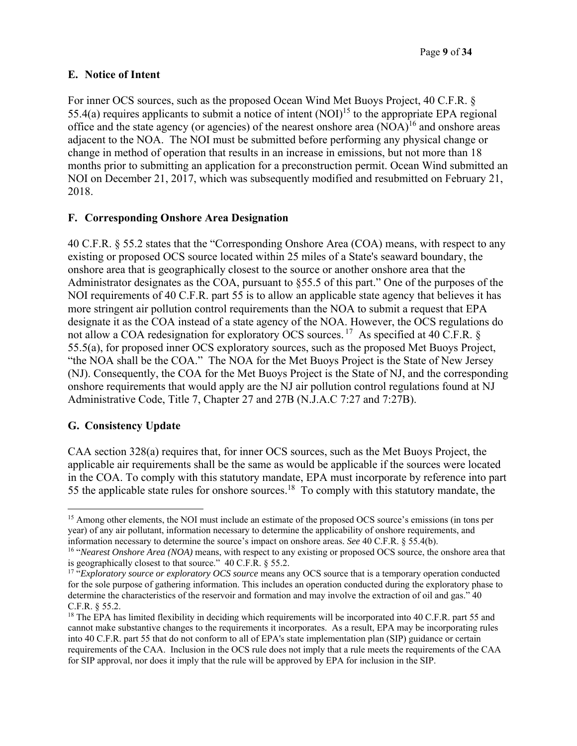## E. Notice of Intent

For inner OCS sources, such as the proposed Ocean Wind Met Buoys Project, 40 C.F.R. § 55.4(a) requires applicants to submit a notice of intent (NOI)[15] to the appropriate EPA regional office and the state agency (or agencies) of the nearest onshore area (NOA)[16] and onshore areas adjacent to the NOA. The NOI must be submitted before performing any physical change or change in method of operation that results in an increase in emissions, but not more than 18 months prior to submitting an application for a preconstruction permit. Ocean Wind submitted an NOI on December 21, 2017, which was subsequently modified and resubmitted on February 21, 2018.

## F. Corresponding Onshore Area Designation

40 C.F.R. § 55.2 states that the "Corresponding Onshore Area (COA) means, with respect to any existing or proposed OCS source located within 25 miles of a State's seaward boundary, the onshore area that is geographically closest to the source or another onshore area that the Administrator designates as the COA, pursuant to §55.5 of this part." One of the purposes of the NOI requirements of 40 C.F.R. part 55 is to allow an applicable state agency that believes it has more stringent air pollution control requirements than the NOA to submit a request that EPA designate it as the COA instead of a state agency of the NOA. However, the OCS regulations do not allow a COA redesignation for exploratory OCS sources.[17] As specified at 40 C.F.R. § 55.5(a), for proposed inner OCS exploratory sources, such as the proposed Met Buoys Project, "the NOA shall be the COA." The NOA for the Met Buoys Project is the State of New Jersey (NJ). Consequently, the COA for the Met Buoys Project is the State of NJ, and the corresponding onshore requirements that would apply are the NJ air pollution control regulations found at NJ Administrative Code, Title 7, Chapter 27 and 27B (N.J.A.C 7:27 and 7:27B).

## G. Consistency Update

CAA section 328(a) requires that, for inner OCS sources, such as the Met Buoys Project, the applicable air requirements shall be the same as would be applicable if the sources were located in the COA. To comply with this statutory mandate, EPA must incorporate by reference into part 55 the applicable state rules for onshore sources.[18] To comply with this statutory mandate, the

---

[15] Among other elements, the NOI must include an estimate of the proposed OCS source's emissions (in tons per year) of any air pollutant, information necessary to determine the applicability of onshore requirements, and information necessary to determine the source's impact on onshore areas. *See* 40 C.F.R. § 55.4(b).

[16] "*Nearest Onshore Area (NOA)* means, with respect to any existing or proposed OCS source, the onshore area that is geographically closest to that source." 40 C.F.R. § 55.2.

[17] "*Exploratory source or exploratory OCS source* means any OCS source that is a temporary operation conducted for the sole purpose of gathering information. This includes an operation conducted during the exploratory phase to determine the characteristics of the reservoir and formation and may involve the extraction of oil and gas." 40 C.F.R. § 55.2.

[18] The EPA has limited flexibility in deciding which requirements will be incorporated into 40 C.F.R. part 55 and cannot make substantive changes to the requirements it incorporates. As a result, EPA may be incorporating rules into 40 C.F.R. part 55 that do not conform to all of EPA's state implementation plan (SIP) guidance or certain requirements of the CAA. Inclusion in the OCS rule does not imply that a rule meets the requirements of the CAA for SIP approval, nor does it imply that the rule will be approved by EPA for inclusion in the SIP.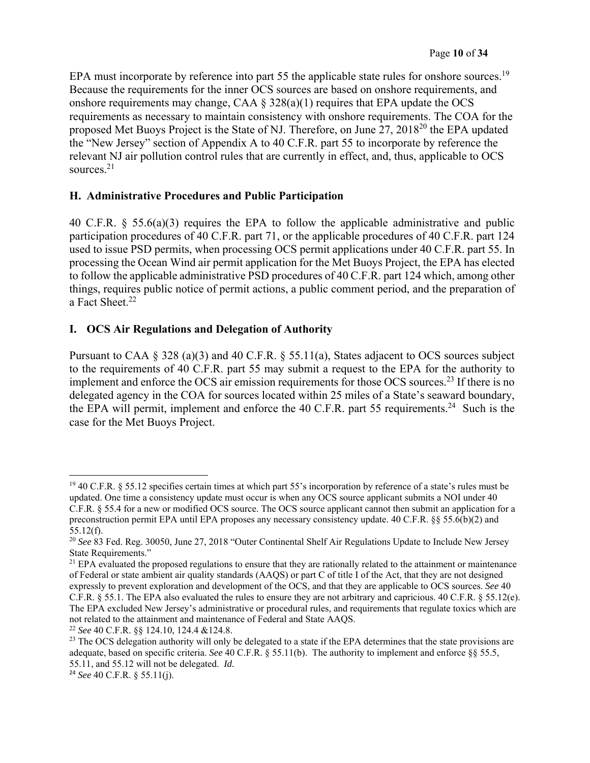EPA must incorporate by reference into part 55 the applicable state rules for onshore sources.[19] Because the requirements for the inner OCS sources are based on onshore requirements, and onshore requirements may change, CAA § 328(a)(1) requires that EPA update the OCS requirements as necessary to maintain consistency with onshore requirements. The COA for the proposed Met Buoys Project is the State of NJ. Therefore, on June 27, 2018[20] the EPA updated the "New Jersey" section of Appendix A to 40 C.F.R. part 55 to incorporate by reference the relevant NJ air pollution control rules that are currently in effect, and, thus, applicable to OCS sources.[21]

## H. Administrative Procedures and Public Participation

40 C.F.R. § 55.6(a)(3) requires the EPA to follow the applicable administrative and public participation procedures of 40 C.F.R. part 71, or the applicable procedures of 40 C.F.R. part 124 used to issue PSD permits, when processing OCS permit applications under 40 C.F.R. part 55. In processing the Ocean Wind air permit application for the Met Buoys Project, the EPA has elected to follow the applicable administrative PSD procedures of 40 C.F.R. part 124 which, among other things, requires public notice of permit actions, a public comment period, and the preparation of a Fact Sheet.[22]

## I. OCS Air Regulations and Delegation of Authority

Pursuant to CAA § 328 (a)(3) and 40 C.F.R. § 55.11(a), States adjacent to OCS sources subject to the requirements of 40 C.F.R. part 55 may submit a request to the EPA for the authority to implement and enforce the OCS air emission requirements for those OCS sources.[23] If there is no delegated agency in the COA for sources located within 25 miles of a State's seaward boundary, the EPA will permit, implement and enforce the 40 C.F.R. part 55 requirements.[24] Such is the case for the Met Buoys Project.

---

[19] 40 C.F.R. § 55.12 specifies certain times at which part 55's incorporation by reference of a state's rules must be updated. One time a consistency update must occur is when any OCS source applicant submits a NOI under 40 C.F.R. § 55.4 for a new or modified OCS source. The OCS source applicant cannot then submit an application for a preconstruction permit EPA until EPA proposes any necessary consistency update. 40 C.F.R. §§ 55.6(b)(2) and 55.12(f).

[20] *See* 83 Fed. Reg. 30050, June 27, 2018 "Outer Continental Shelf Air Regulations Update to Include New Jersey State Requirements."

[21] EPA evaluated the proposed regulations to ensure that they are rationally related to the attainment or maintenance of Federal or state ambient air quality standards (AAQS) or part C of title I of the Act, that they are not designed expressly to prevent exploration and development of the OCS, and that they are applicable to OCS sources. *See* 40 C.F.R. § 55.1. The EPA also evaluated the rules to ensure they are not arbitrary and capricious. 40 C.F.R. § 55.12(e). The EPA excluded New Jersey's administrative or procedural rules, and requirements that regulate toxics which are not related to the attainment and maintenance of Federal and State AAQS.

[22] *See* 40 C.F.R. §§ 124.10, 124.4 &124.8.

[23] The OCS delegation authority will only be delegated to a state if the EPA determines that the state provisions are adequate, based on specific criteria. *See* 40 C.F.R. § 55.11(b). The authority to implement and enforce §§ 55.5, 55.11, and 55.12 will not be delegated. *Id.*

[24] *See* 40 C.F.R. § 55.11(j).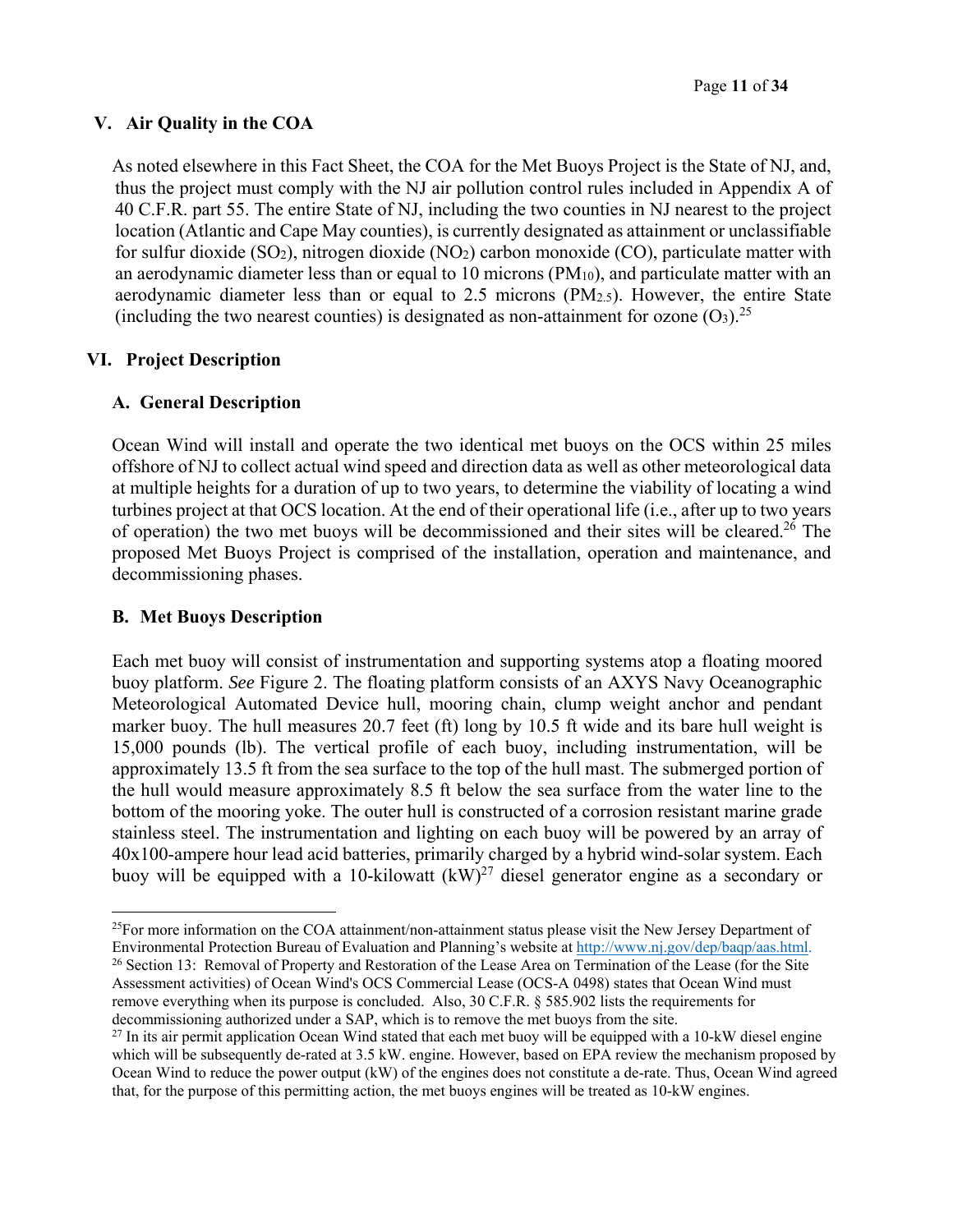## V. Air Quality in the COA

As noted elsewhere in this Fact Sheet, the COA for the Met Buoys Project is the State of NJ, and, thus the project must comply with the NJ air pollution control rules included in Appendix A of 40 C.F.R. part 55. The entire State of NJ, including the two counties in NJ nearest to the project location (Atlantic and Cape May counties), is currently designated as attainment or unclassifiable for sulfur dioxide ($SO_2$), nitrogen dioxide ($NO_2$) carbon monoxide (CO), particulate matter with an aerodynamic diameter less than or equal to 10 microns ($PM_{10}$), and particulate matter with an aerodynamic diameter less than or equal to 2.5 microns ($PM_{2.5}$). However, the entire State (including the two nearest counties) is designated as non-attainment for ozone ($O_3$).[25]

## VI. Project Description

### A. General Description

Ocean Wind will install and operate the two identical met buoys on the OCS within 25 miles offshore of NJ to collect actual wind speed and direction data as well as other meteorological data at multiple heights for a duration of up to two years, to determine the viability of locating a wind turbines project at that OCS location. At the end of their operational life (i.e., after up to two years of operation) the two met buoys will be decommissioned and their sites will be cleared.[26] The proposed Met Buoys Project is comprised of the installation, operation and maintenance, and decommissioning phases.

### B. Met Buoys Description

Each met buoy will consist of instrumentation and supporting systems atop a floating moored buoy platform. *See* Figure 2. The floating platform consists of an AXYS Navy Oceanographic Meteorological Automated Device hull, mooring chain, clump weight anchor and pendant marker buoy. The hull measures 20.7 feet (ft) long by 10.5 ft wide and its bare hull weight is 15,000 pounds (lb). The vertical profile of each buoy, including instrumentation, will be approximately 13.5 ft from the sea surface to the top of the hull mast. The submerged portion of the hull would measure approximately 8.5 ft below the sea surface from the water line to the bottom of the mooring yoke. The outer hull is constructed of a corrosion resistant marine grade stainless steel. The instrumentation and lighting on each buoy will be powered by an array of 40x100-ampere hour lead acid batteries, primarily charged by a hybrid wind-solar system. Each buoy will be equipped with a 10-kilowatt (kW)[27] diesel generator engine as a secondary or

---

[25] For more information on the COA attainment/non-attainment status please visit the New Jersey Department of Environmental Protection Bureau of Evaluation and Planning's website at http://www.nj.gov/dep/baqp/aas.html.

[26] Section 13: Removal of Property and Restoration of the Lease Area on Termination of the Lease (for the Site Assessment activities) of Ocean Wind's OCS Commercial Lease (OCS-A 0498) states that Ocean Wind must remove everything when its purpose is concluded. Also, 30 C.F.R. § 585.902 lists the requirements for decommissioning authorized under a SAP, which is to remove the met buoys from the site.

[27] In its air permit application Ocean Wind stated that each met buoy will be equipped with a 10-kW diesel engine which will be subsequently de-rated at 3.5 kW. engine. However, based on EPA review the mechanism proposed by Ocean Wind to reduce the power output (kW) of the engines does not constitute a de-rate. Thus, Ocean Wind agreed that, for the purpose of this permitting action, the met buoys engines will be treated as 10-kW engines.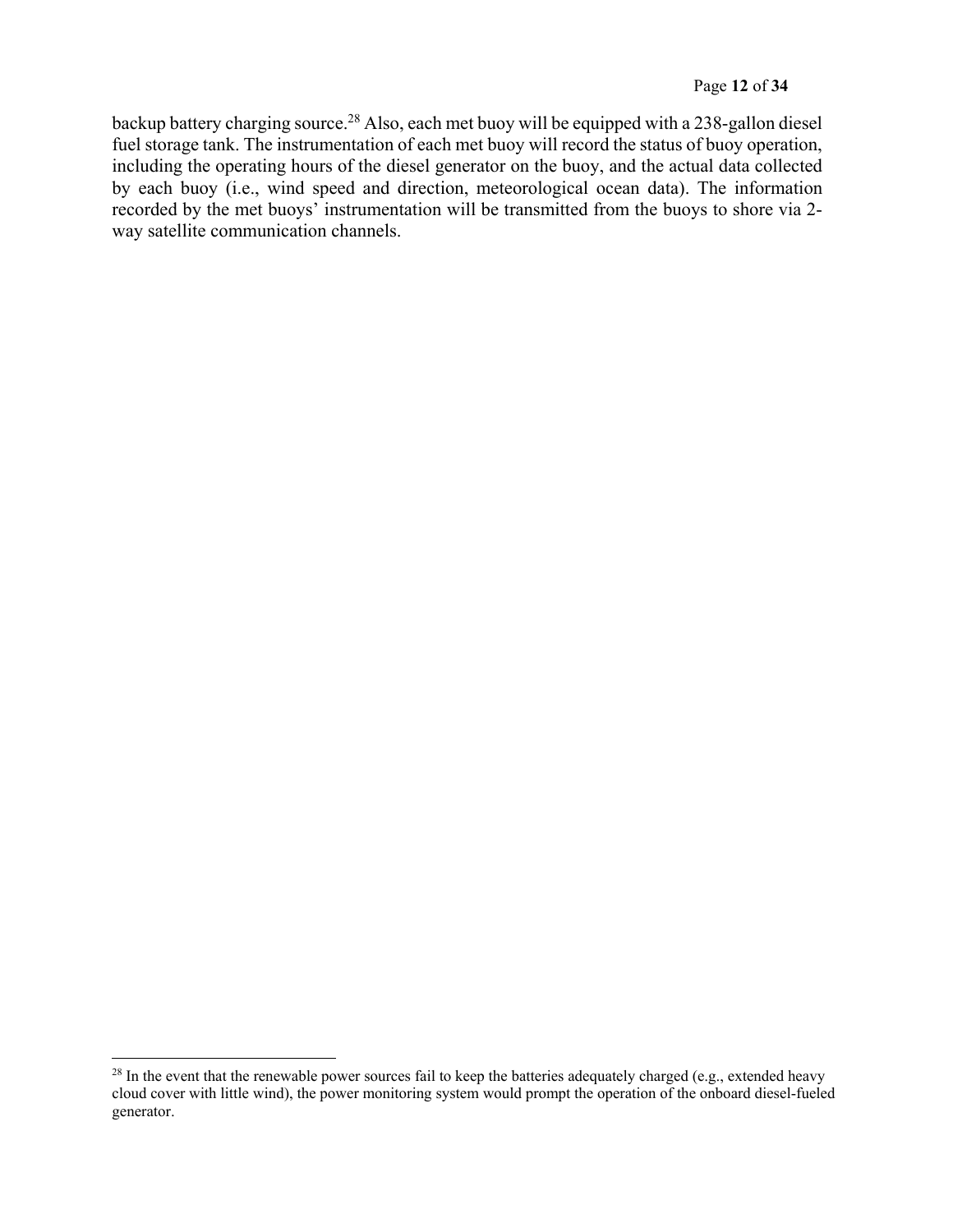backup battery charging source.[28] Also, each met buoy will be equipped with a 238-gallon diesel fuel storage tank. The instrumentation of each met buoy will record the status of buoy operation, including the operating hours of the diesel generator on the buoy, and the actual data collected by each buoy (i.e., wind speed and direction, meteorological ocean data). The information recorded by the met buoys' instrumentation will be transmitted from the buoys to shore via 2-way satellite communication channels.

[28] In the event that the renewable power sources fail to keep the batteries adequately charged (e.g., extended heavy cloud cover with little wind), the power monitoring system would prompt the operation of the onboard diesel-fueled generator.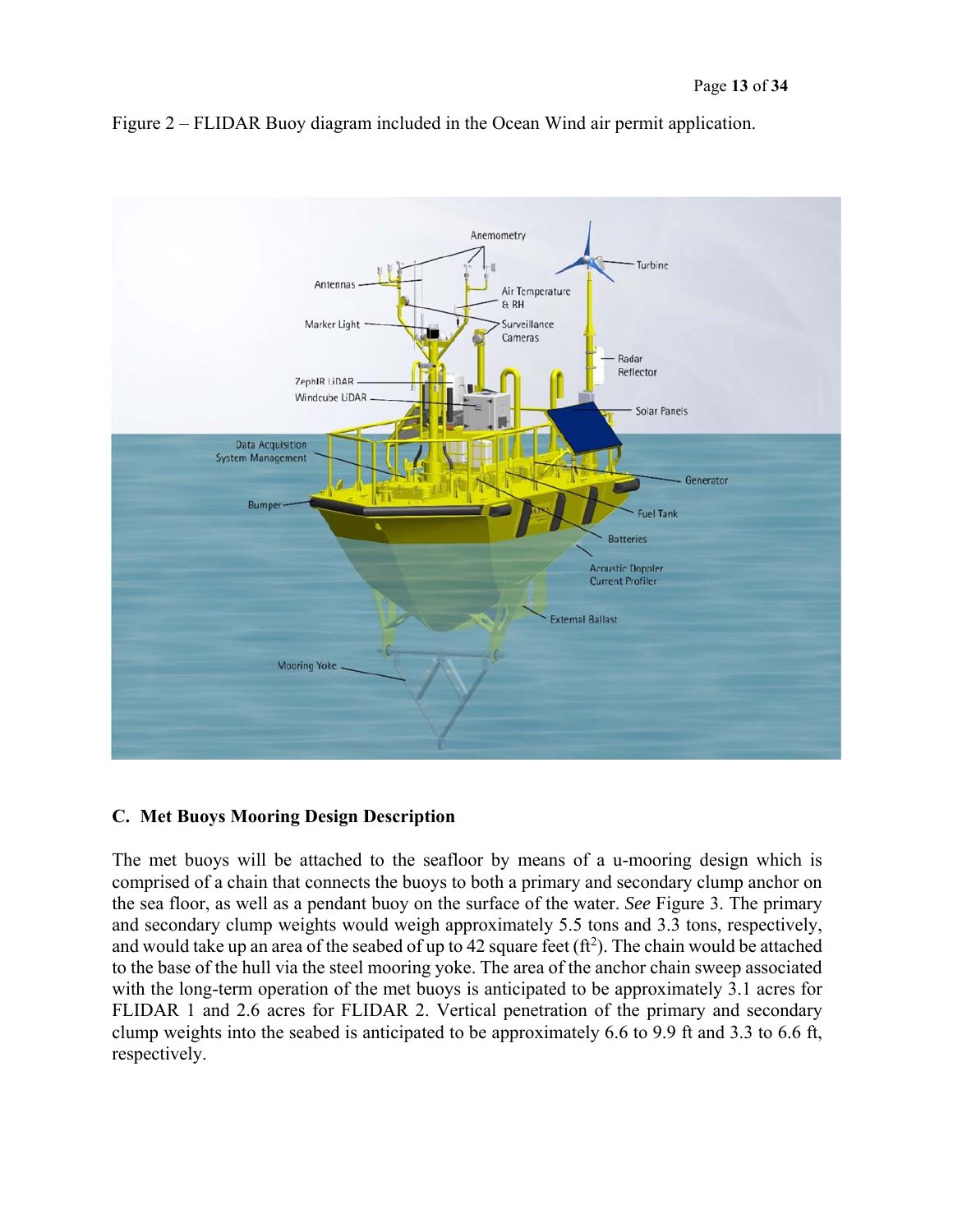Figure 2 – FLIDAR Buoy diagram included in the Ocean Wind air permit application.

## C. Met Buoys Mooring Design Description

The met buoys will be attached to the seafloor by means of a u-mooring design which is comprised of a chain that connects the buoys to both a primary and secondary clump anchor on the sea floor, as well as a pendant buoy on the surface of the water. *See* Figure 3. The primary and secondary clump weights would weigh approximately 5.5 tons and 3.3 tons, respectively, and would take up an area of the seabed of up to 42 square feet ($ft^2$). The chain would be attached to the base of the hull via the steel mooring yoke. The area of the anchor chain sweep associated with the long-term operation of the met buoys is anticipated to be approximately 3.1 acres for FLIDAR 1 and 2.6 acres for FLIDAR 2. Vertical penetration of the primary and secondary clump weights into the seabed is anticipated to be approximately 6.6 to 9.9 ft and 3.3 to 6.6 ft, respectively.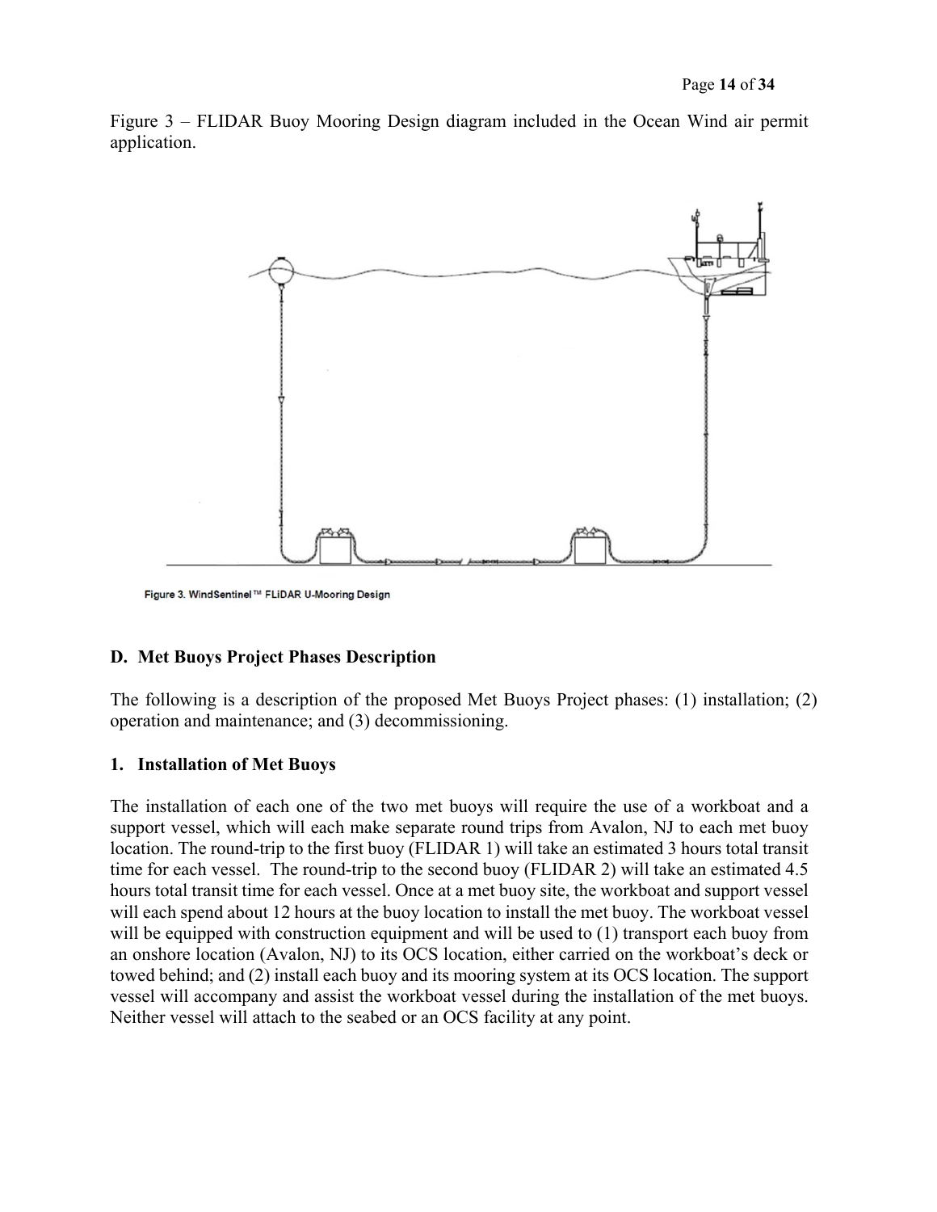Figure 3 – FLIDAR Buoy Mooring Design diagram included in the Ocean Wind air permit application.

Figure 3. WindSentinel™ FLiDAR U-Mooring Design

### D. Met Buoys Project Phases Description

The following is a description of the proposed Met Buoys Project phases: (1) installation; (2) operation and maintenance; and (3) decommissioning.

#### 1. Installation of Met Buoys

The installation of each one of the two met buoys will require the use of a workboat and a support vessel, which will each make separate round trips from Avalon, NJ to each met buoy location. The round-trip to the first buoy (FLIDAR 1) will take an estimated 3 hours total transit time for each vessel. The round-trip to the second buoy (FLIDAR 2) will take an estimated 4.5 hours total transit time for each vessel. Once at a met buoy site, the workboat and support vessel will each spend about 12 hours at the buoy location to install the met buoy. The workboat vessel will be equipped with construction equipment and will be used to (1) transport each buoy from an onshore location (Avalon, NJ) to its OCS location, either carried on the workboat's deck or towed behind; and (2) install each buoy and its mooring system at its OCS location. The support vessel will accompany and assist the workboat vessel during the installation of the met buoys. Neither vessel will attach to the seabed or an OCS facility at any point.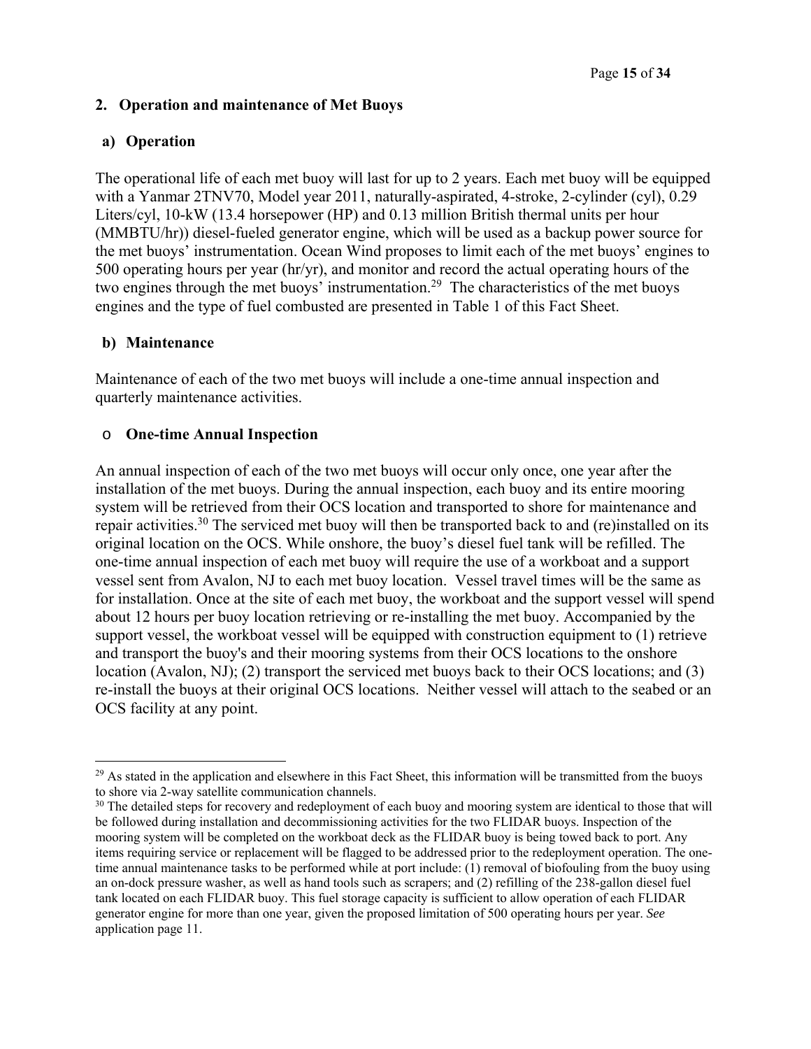## 2. Operation and maintenance of Met Buoys

### a) Operation

The operational life of each met buoy will last for up to 2 years. Each met buoy will be equipped with a Yanmar 2TNV70, Model year 2011, naturally-aspirated, 4-stroke, 2-cylinder (cyl), 0.29 Liters/cyl, 10-kW (13.4 horsepower (HP) and 0.13 million British thermal units per hour (MMBTU/hr)) diesel-fueled generator engine, which will be used as a backup power source for the met buoys' instrumentation. Ocean Wind proposes to limit each of the met buoys' engines to 500 operating hours per year (hr/yr), and monitor and record the actual operating hours of the two engines through the met buoys' instrumentation.[29] The characteristics of the met buoys engines and the type of fuel combusted are presented in Table 1 of this Fact Sheet.

### b) Maintenance

Maintenance of each of the two met buoys will include a one-time annual inspection and quarterly maintenance activities.

- **One-time Annual Inspection**

An annual inspection of each of the two met buoys will occur only once, one year after the installation of the met buoys. During the annual inspection, each buoy and its entire mooring system will be retrieved from their OCS location and transported to shore for maintenance and repair activities.[30] The serviced met buoy will then be transported back to and (re)installed on its original location on the OCS. While onshore, the buoy's diesel fuel tank will be refilled. The one-time annual inspection of each met buoy will require the use of a workboat and a support vessel sent from Avalon, NJ to each met buoy location. Vessel travel times will be the same as for installation. Once at the site of each met buoy, the workboat and the support vessel will spend about 12 hours per buoy location retrieving or re-installing the met buoy. Accompanied by the support vessel, the workboat vessel will be equipped with construction equipment to (1) retrieve and transport the buoy's and their mooring systems from their OCS locations to the onshore location (Avalon, NJ); (2) transport the serviced met buoys back to their OCS locations; and (3) re-install the buoys at their original OCS locations. Neither vessel will attach to the seabed or an OCS facility at any point.

---

[29] As stated in the application and elsewhere in this Fact Sheet, this information will be transmitted from the buoys to shore via 2-way satellite communication channels.

[30] The detailed steps for recovery and redeployment of each buoy and mooring system are identical to those that will be followed during installation and decommissioning activities for the two FLIDAR buoys. Inspection of the mooring system will be completed on the workboat deck as the FLIDAR buoy is being towed back to port. Any items requiring service or replacement will be flagged to be addressed prior to the redeployment operation. The one-time annual maintenance tasks to be performed while at port include: (1) removal of biofouling from the buoy using an on-dock pressure washer, as well as hand tools such as scrapers; and (2) refilling of the 238-gallon diesel fuel tank located on each FLIDAR buoy. This fuel storage capacity is sufficient to allow operation of each FLIDAR generator engine for more than one year, given the proposed limitation of 500 operating hours per year. *See* application page 11.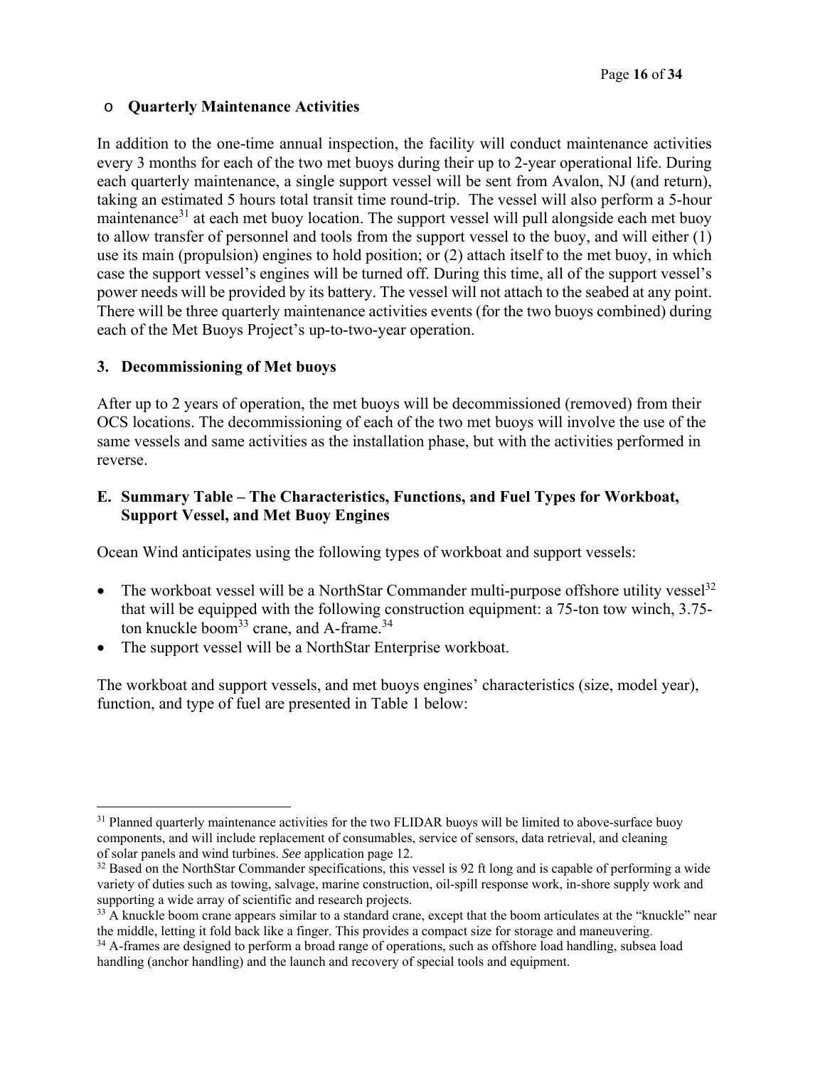- **Quarterly Maintenance Activities**

In addition to the one-time annual inspection, the facility will conduct maintenance activities every 3 months for each of the two met buoys during their up to 2-year operational life. During each quarterly maintenance, a single support vessel will be sent from Avalon, NJ (and return), taking an estimated 5 hours total transit time round-trip. The vessel will also perform a 5-hour maintenance[31] at each met buoy location. The support vessel will pull alongside each met buoy to allow transfer of personnel and tools from the support vessel to the buoy, and will either (1) use its main (propulsion) engines to hold position; or (2) attach itself to the met buoy, in which case the support vessel's engines will be turned off. During this time, all of the support vessel's power needs will be provided by its battery. The vessel will not attach to the seabed at any point. There will be three quarterly maintenance activities events (for the two buoys combined) during each of the Met Buoys Project's up-to-two-year operation.

### 3. Decommissioning of Met buoys

After up to 2 years of operation, the met buoys will be decommissioned (removed) from their OCS locations. The decommissioning of each of the two met buoys will involve the use of the same vessels and same activities as the installation phase, but with the activities performed in reverse.

## E. Summary Table – The Characteristics, Functions, and Fuel Types for Workboat, Support Vessel, and Met Buoy Engines

Ocean Wind anticipates using the following types of workboat and support vessels:

- The workboat vessel will be a NorthStar Commander multi-purpose offshore utility vessel[32] that will be equipped with the following construction equipment: a 75-ton tow winch, 3.75-ton knuckle boom[33] crane, and A-frame.[34]
- The support vessel will be a NorthStar Enterprise workboat.

The workboat and support vessels, and met buoys engines' characteristics (size, model year), function, and type of fuel are presented in Table 1 below:

---

[31] Planned quarterly maintenance activities for the two FLIDAR buoys will be limited to above-surface buoy components, and will include replacement of consumables, service of sensors, data retrieval, and cleaning of solar panels and wind turbines. *See* application page 12.

[32] Based on the NorthStar Commander specifications, this vessel is 92 ft long and is capable of performing a wide variety of duties such as towing, salvage, marine construction, oil-spill response work, in-shore supply work and supporting a wide array of scientific and research projects.

[33] A knuckle boom crane appears similar to a standard crane, except that the boom articulates at the "knuckle" near the middle, letting it fold back like a finger. This provides a compact size for storage and maneuvering.

[34] A-frames are designed to perform a broad range of operations, such as offshore load handling, subsea load handling (anchor handling) and the launch and recovery of special tools and equipment.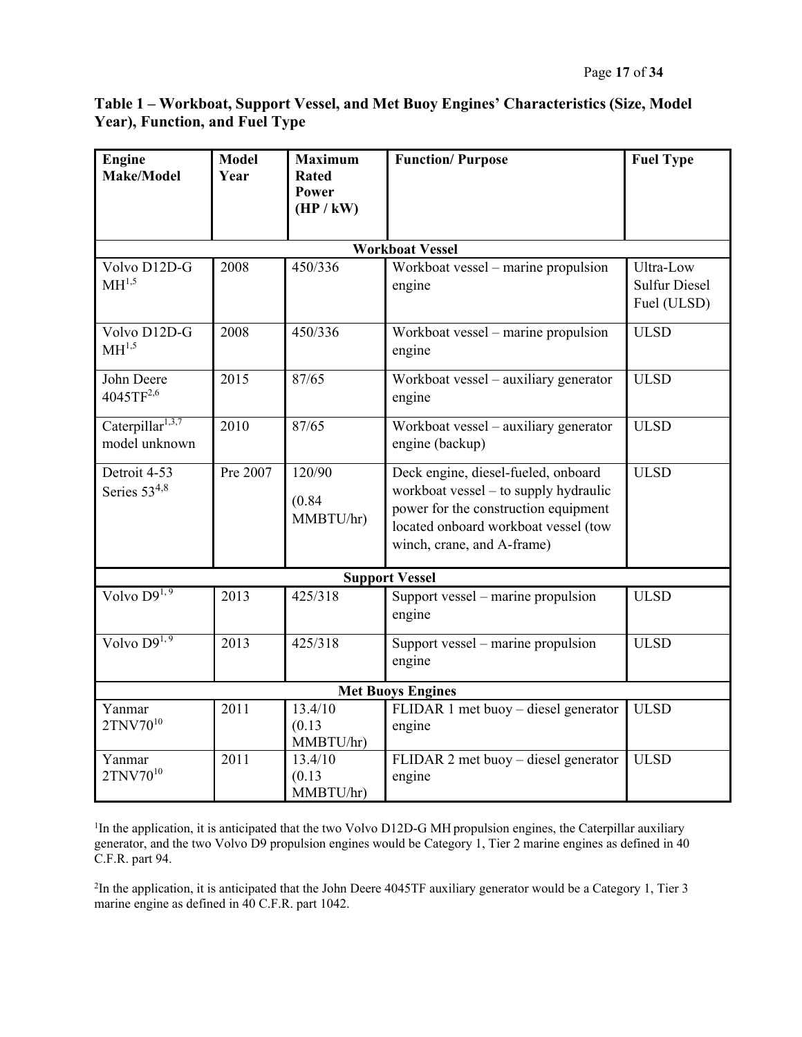**Table 1 – Workboat, Support Vessel, and Met Buoy Engines' Characteristics (Size, Model Year), Function, and Fuel Type**

| Engine Make/Model | Model Year | Maximum Rated Power (HP / kW) | Function/ Purpose | Fuel Type |
|---|---|---|---|---|
| **Workboat Vessel** | | | | |
| Volvo D12D-G MH[1,5] | 2008 | 450/336 | Workboat vessel – marine propulsion engine | Ultra-Low Sulfur Diesel Fuel (ULSD) |
| Volvo D12D-G MH[1,5] | 2008 | 450/336 | Workboat vessel – marine propulsion engine | ULSD |
| John Deere 4045TF[2,6] | 2015 | 87/65 | Workboat vessel – auxiliary generator engine | ULSD |
| Caterpillar[1,3,7] model unknown | 2010 | 87/65 | Workboat vessel – auxiliary generator engine (backup) | ULSD |
| Detroit 4-53 Series 53[4,8] | Pre 2007 | 120/90 (0.84 MMBTU/hr) | Deck engine, diesel-fueled, onboard workboat vessel – to supply hydraulic power for the construction equipment located onboard workboat vessel (tow winch, crane, and A-frame) | ULSD |
| **Support Vessel** | | | | |
| Volvo D9[1,9] | 2013 | 425/318 | Support vessel – marine propulsion engine | ULSD |
| Volvo D9[1,9] | 2013 | 425/318 | Support vessel – marine propulsion engine | ULSD |
| **Met Buoys Engines** | | | | |
| Yanmar 2TNV70[10] | 2011 | 13.4/10 (0.13 MMBTU/hr) | FLIDAR 1 met buoy – diesel generator engine | ULSD |
| Yanmar 2TNV70[10] | 2011 | 13.4/10 (0.13 MMBTU/hr) | FLIDAR 2 met buoy – diesel generator engine | ULSD |

[1]In the application, it is anticipated that the two Volvo D12D-G MH propulsion engines, the Caterpillar auxiliary generator, and the two Volvo D9 propulsion engines would be Category 1, Tier 2 marine engines as defined in 40 C.F.R. part 94.

[2]In the application, it is anticipated that the John Deere 4045TF auxiliary generator would be a Category 1, Tier 3 marine engine as defined in 40 C.F.R. part 1042.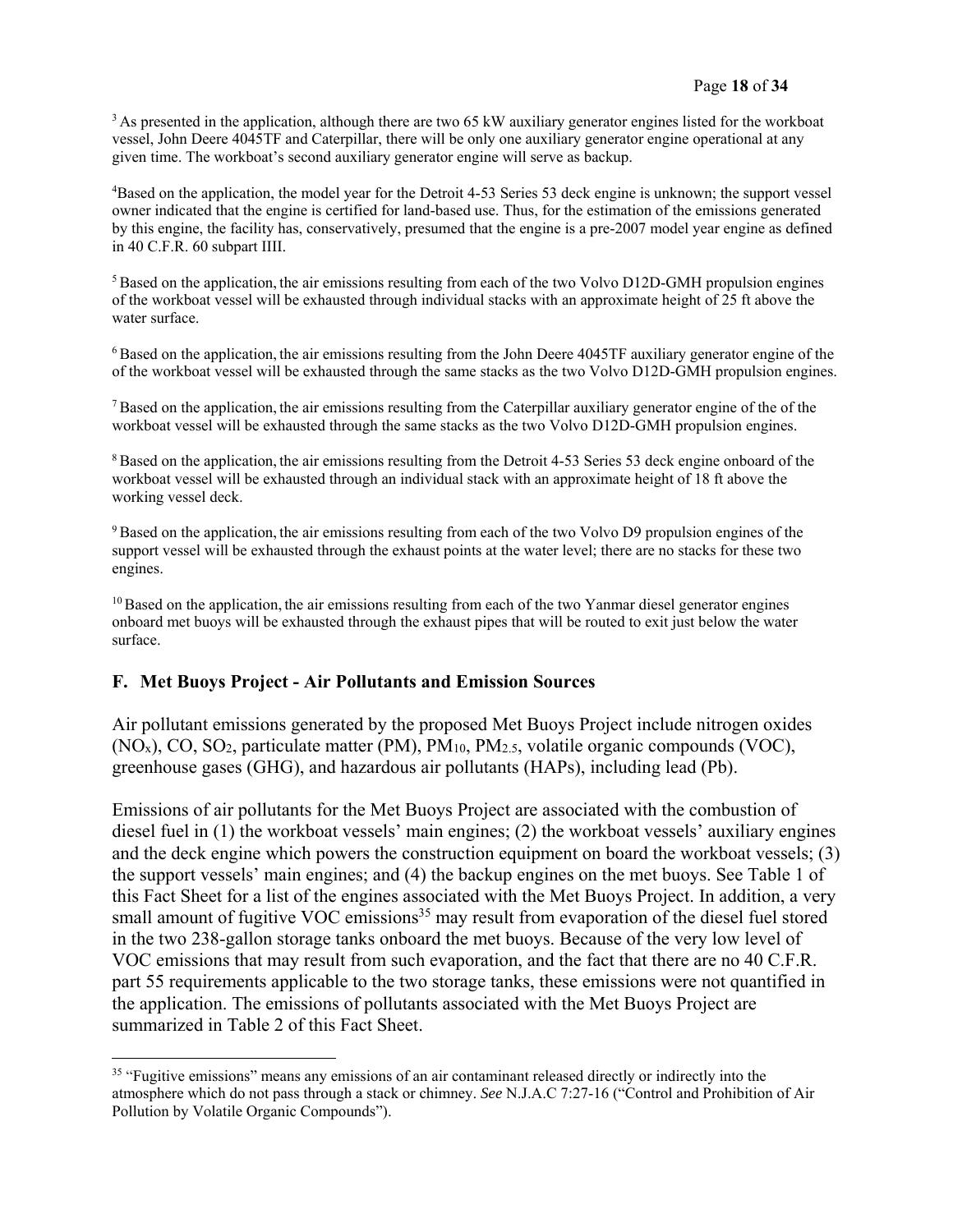[3] As presented in the application, although there are two 65 kW auxiliary generator engines listed for the workboat vessel, John Deere 4045TF and Caterpillar, there will be only one auxiliary generator engine operational at any given time. The workboat's second auxiliary generator engine will serve as backup.

[4] Based on the application, the model year for the Detroit 4-53 Series 53 deck engine is unknown; the support vessel owner indicated that the engine is certified for land-based use. Thus, for the estimation of the emissions generated by this engine, the facility has, conservatively, presumed that the engine is a pre-2007 model year engine as defined in 40 C.F.R. 60 subpart IIII.

[5] Based on the application, the air emissions resulting from each of the two Volvo D12D-GMH propulsion engines of the workboat vessel will be exhausted through individual stacks with an approximate height of 25 ft above the water surface.

[6] Based on the application, the air emissions resulting from the John Deere 4045TF auxiliary generator engine of the of the workboat vessel will be exhausted through the same stacks as the two Volvo D12D-GMH propulsion engines.

[7] Based on the application, the air emissions resulting from the Caterpillar auxiliary generator engine of the of the workboat vessel will be exhausted through the same stacks as the two Volvo D12D-GMH propulsion engines.

[8] Based on the application, the air emissions resulting from the Detroit 4-53 Series 53 deck engine onboard of the workboat vessel will be exhausted through an individual stack with an approximate height of 18 ft above the working vessel deck.

[9] Based on the application, the air emissions resulting from each of the two Volvo D9 propulsion engines of the support vessel will be exhausted through the exhaust points at the water level; there are no stacks for these two engines.

[10] Based on the application, the air emissions resulting from each of the two Yanmar diesel generator engines onboard met buoys will be exhausted through the exhaust pipes that will be routed to exit just below the water surface.

### F. Met Buoys Project - Air Pollutants and Emission Sources

Air pollutant emissions generated by the proposed Met Buoys Project include nitrogen oxides ($NO_x$), CO, $SO_2$, particulate matter (PM), $PM_{10}$, $PM_{2.5}$, volatile organic compounds (VOC), greenhouse gases (GHG), and hazardous air pollutants (HAPs), including lead (Pb).

Emissions of air pollutants for the Met Buoys Project are associated with the combustion of diesel fuel in (1) the workboat vessels' main engines; (2) the workboat vessels' auxiliary engines and the deck engine which powers the construction equipment on board the workboat vessels; (3) the support vessels' main engines; and (4) the backup engines on the met buoys. See Table 1 of this Fact Sheet for a list of the engines associated with the Met Buoys Project. In addition, a very small amount of fugitive VOC emissions[35] may result from evaporation of the diesel fuel stored in the two 238-gallon storage tanks onboard the met buoys. Because of the very low level of VOC emissions that may result from such evaporation, and the fact that there are no 40 C.F.R. part 55 requirements applicable to the two storage tanks, these emissions were not quantified in the application. The emissions of pollutants associated with the Met Buoys Project are summarized in Table 2 of this Fact Sheet.

[35] "Fugitive emissions" means any emissions of an air contaminant released directly or indirectly into the atmosphere which do not pass through a stack or chimney. *See* N.J.A.C 7:27-16 ("Control and Prohibition of Air Pollution by Volatile Organic Compounds").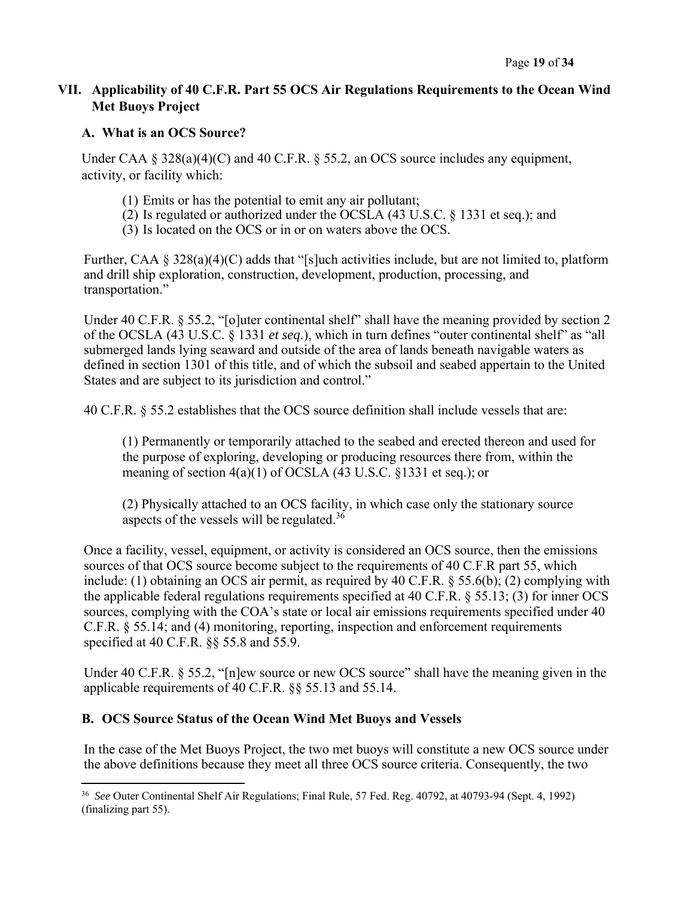## VII. Applicability of 40 C.F.R. Part 55 OCS Air Regulations Requirements to the Ocean Wind Met Buoys Project

### A. What is an OCS Source?

Under CAA § 328(a)(4)(C) and 40 C.F.R. § 55.2, an OCS source includes any equipment, activity, or facility which:

(1) Emits or has the potential to emit any air pollutant;
(2) Is regulated or authorized under the OCSLA (43 U.S.C. § 1331 et seq.); and
(3) Is located on the OCS or in or on waters above the OCS.

Further, CAA § 328(a)(4)(C) adds that "[s]uch activities include, but are not limited to, platform and drill ship exploration, construction, development, production, processing, and transportation."

Under 40 C.F.R. § 55.2, "[o]uter continental shelf" shall have the meaning provided by section 2 of the OCSLA (43 U.S.C. § 1331 *et seq.*), which in turn defines "outer continental shelf" as "all submerged lands lying seaward and outside of the area of lands beneath navigable waters as defined in section 1301 of this title, and of which the subsoil and seabed appertain to the United States and are subject to its jurisdiction and control."

40 C.F.R. § 55.2 establishes that the OCS source definition shall include vessels that are:

(1) Permanently or temporarily attached to the seabed and erected thereon and used for the purpose of exploring, developing or producing resources there from, within the meaning of section 4(a)(1) of OCSLA (43 U.S.C. §1331 et seq.); or

(2) Physically attached to an OCS facility, in which case only the stationary source aspects of the vessels will be regulated.[36]

Once a facility, vessel, equipment, or activity is considered an OCS source, then the emissions sources of that OCS source become subject to the requirements of 40 C.F.R part 55, which include: (1) obtaining an OCS air permit, as required by 40 C.F.R. § 55.6(b); (2) complying with the applicable federal regulations requirements specified at 40 C.F.R. § 55.13; (3) for inner OCS sources, complying with the COA's state or local air emissions requirements specified under 40 C.F.R. § 55.14; and (4) monitoring, reporting, inspection and enforcement requirements specified at 40 C.F.R. §§ 55.8 and 55.9.

Under 40 C.F.R. § 55.2, "[n]ew source or new OCS source" shall have the meaning given in the applicable requirements of 40 C.F.R. §§ 55.13 and 55.14.

### B. OCS Source Status of the Ocean Wind Met Buoys and Vessels

In the case of the Met Buoys Project, the two met buoys will constitute a new OCS source under the above definitions because they meet all three OCS source criteria. Consequently, the two

---

[36] *See* Outer Continental Shelf Air Regulations; Final Rule, 57 Fed. Reg. 40792, at 40793-94 (Sept. 4, 1992) (finalizing part 55).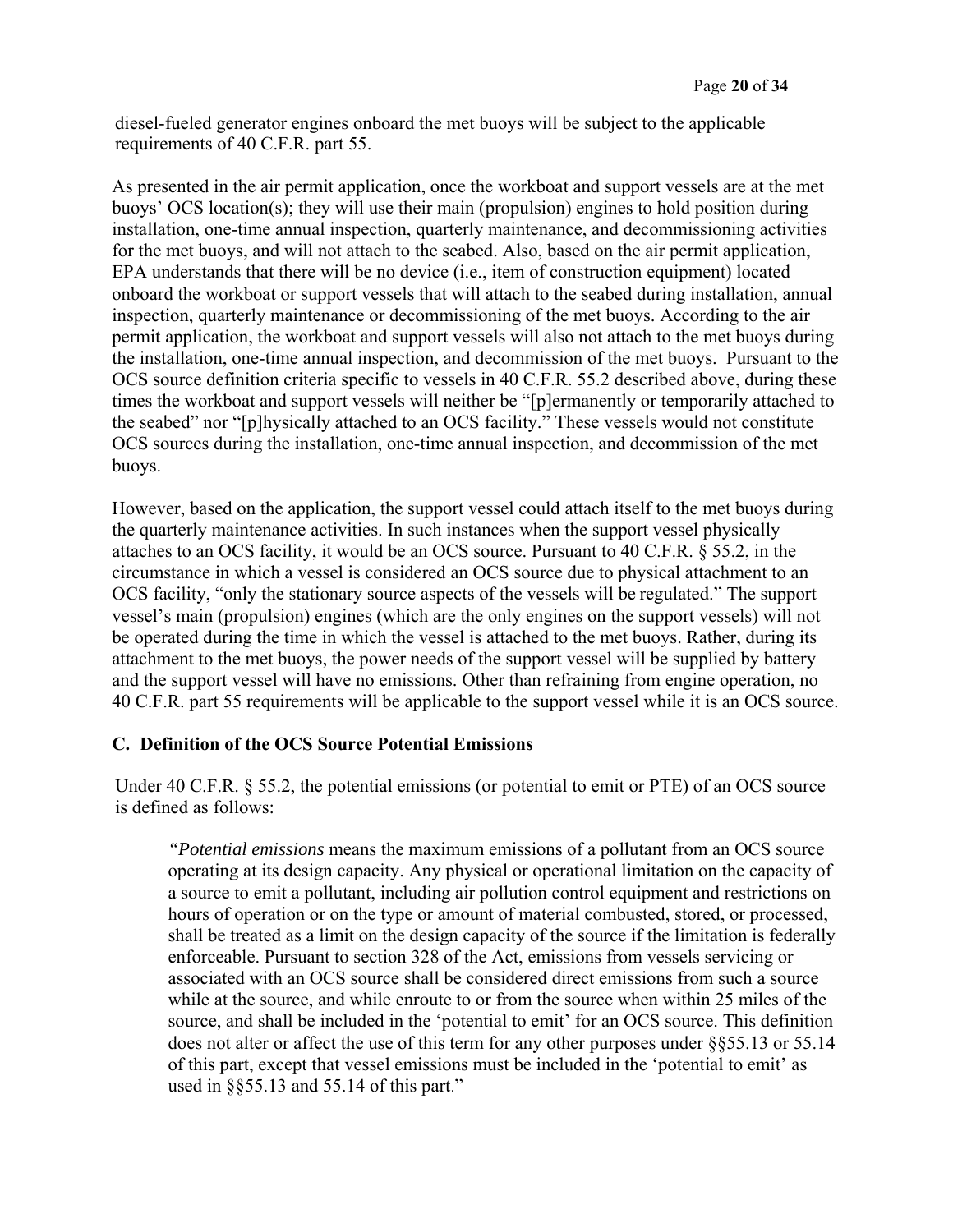diesel-fueled generator engines onboard the met buoys will be subject to the applicable requirements of 40 C.F.R. part 55.

As presented in the air permit application, once the workboat and support vessels are at the met buoys' OCS location(s); they will use their main (propulsion) engines to hold position during installation, one-time annual inspection, quarterly maintenance, and decommissioning activities for the met buoys, and will not attach to the seabed. Also, based on the air permit application, EPA understands that there will be no device (i.e., item of construction equipment) located onboard the workboat or support vessels that will attach to the seabed during installation, annual inspection, quarterly maintenance or decommissioning of the met buoys. According to the air permit application, the workboat and support vessels will also not attach to the met buoys during the installation, one-time annual inspection, and decommission of the met buoys. Pursuant to the OCS source definition criteria specific to vessels in 40 C.F.R. 55.2 described above, during these times the workboat and support vessels will neither be "[p]ermanently or temporarily attached to the seabed" nor "[p]hysically attached to an OCS facility." These vessels would not constitute OCS sources during the installation, one-time annual inspection, and decommission of the met buoys.

However, based on the application, the support vessel could attach itself to the met buoys during the quarterly maintenance activities. In such instances when the support vessel physically attaches to an OCS facility, it would be an OCS source. Pursuant to 40 C.F.R. § 55.2, in the circumstance in which a vessel is considered an OCS source due to physical attachment to an OCS facility, "only the stationary source aspects of the vessels will be regulated." The support vessel's main (propulsion) engines (which are the only engines on the support vessels) will not be operated during the time in which the vessel is attached to the met buoys. Rather, during its attachment to the met buoys, the power needs of the support vessel will be supplied by battery and the support vessel will have no emissions. Other than refraining from engine operation, no 40 C.F.R. part 55 requirements will be applicable to the support vessel while it is an OCS source.

### C. Definition of the OCS Source Potential Emissions

Under 40 C.F.R. § 55.2, the potential emissions (or potential to emit or PTE) of an OCS source is defined as follows:

> "*Potential emissions* means the maximum emissions of a pollutant from an OCS source operating at its design capacity. Any physical or operational limitation on the capacity of a source to emit a pollutant, including air pollution control equipment and restrictions on hours of operation or on the type or amount of material combusted, stored, or processed, shall be treated as a limit on the design capacity of the source if the limitation is federally enforceable. Pursuant to section 328 of the Act, emissions from vessels servicing or associated with an OCS source shall be considered direct emissions from such a source while at the source, and while enroute to or from the source when within 25 miles of the source, and shall be included in the 'potential to emit' for an OCS source. This definition does not alter or affect the use of this term for any other purposes under §§55.13 or 55.14 of this part, except that vessel emissions must be included in the 'potential to emit' as used in §§55.13 and 55.14 of this part."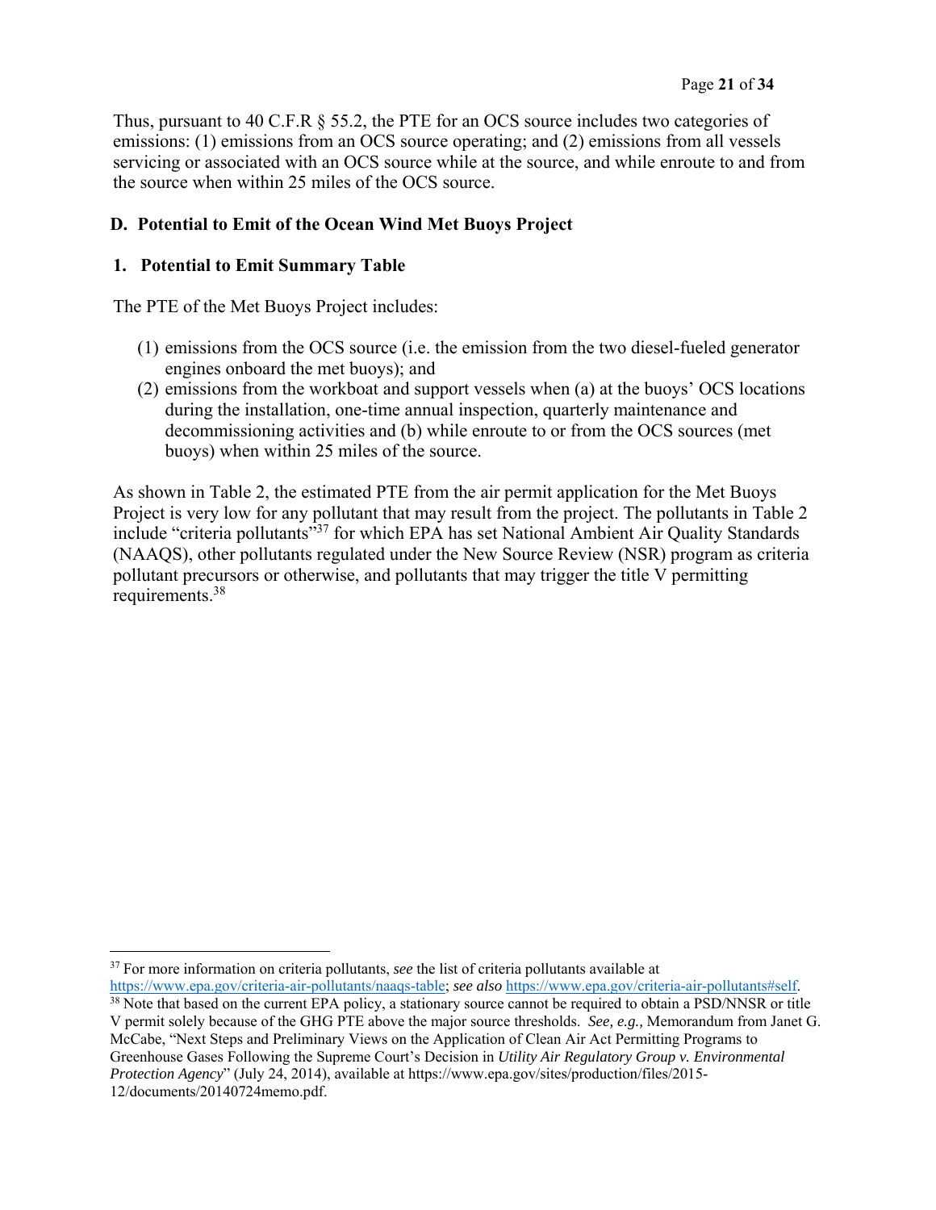Thus, pursuant to 40 C.F.R § 55.2, the PTE for an OCS source includes two categories of emissions: (1) emissions from an OCS source operating; and (2) emissions from all vessels servicing or associated with an OCS source while at the source, and while enroute to and from the source when within 25 miles of the OCS source.

## D. Potential to Emit of the Ocean Wind Met Buoys Project

### 1. Potential to Emit Summary Table

The PTE of the Met Buoys Project includes:

(1) emissions from the OCS source (i.e. the emission from the two diesel-fueled generator engines onboard the met buoys); and

(2) emissions from the workboat and support vessels when (a) at the buoys' OCS locations during the installation, one-time annual inspection, quarterly maintenance and decommissioning activities and (b) while enroute to or from the OCS sources (met buoys) when within 25 miles of the source.

As shown in Table 2, the estimated PTE from the air permit application for the Met Buoys Project is very low for any pollutant that may result from the project. The pollutants in Table 2 include "criteria pollutants"[37] for which EPA has set National Ambient Air Quality Standards (NAAQS), other pollutants regulated under the New Source Review (NSR) program as criteria pollutant precursors or otherwise, and pollutants that may trigger the title V permitting requirements.[38]

---

[37] For more information on criteria pollutants, *see* the list of criteria pollutants available at https://www.epa.gov/criteria-air-pollutants/naaqs-table; *see also* https://www.epa.gov/criteria-air-pollutants#self.

[38] Note that based on the current EPA policy, a stationary source cannot be required to obtain a PSD/NNSR or title V permit solely because of the GHG PTE above the major source thresholds. *See, e.g.,* Memorandum from Janet G. McCabe, "Next Steps and Preliminary Views on the Application of Clean Air Act Permitting Programs to Greenhouse Gases Following the Supreme Court's Decision in *Utility Air Regulatory Group v. Environmental Protection Agency*" (July 24, 2014), available at https://www.epa.gov/sites/production/files/2015-12/documents/20140724memo.pdf.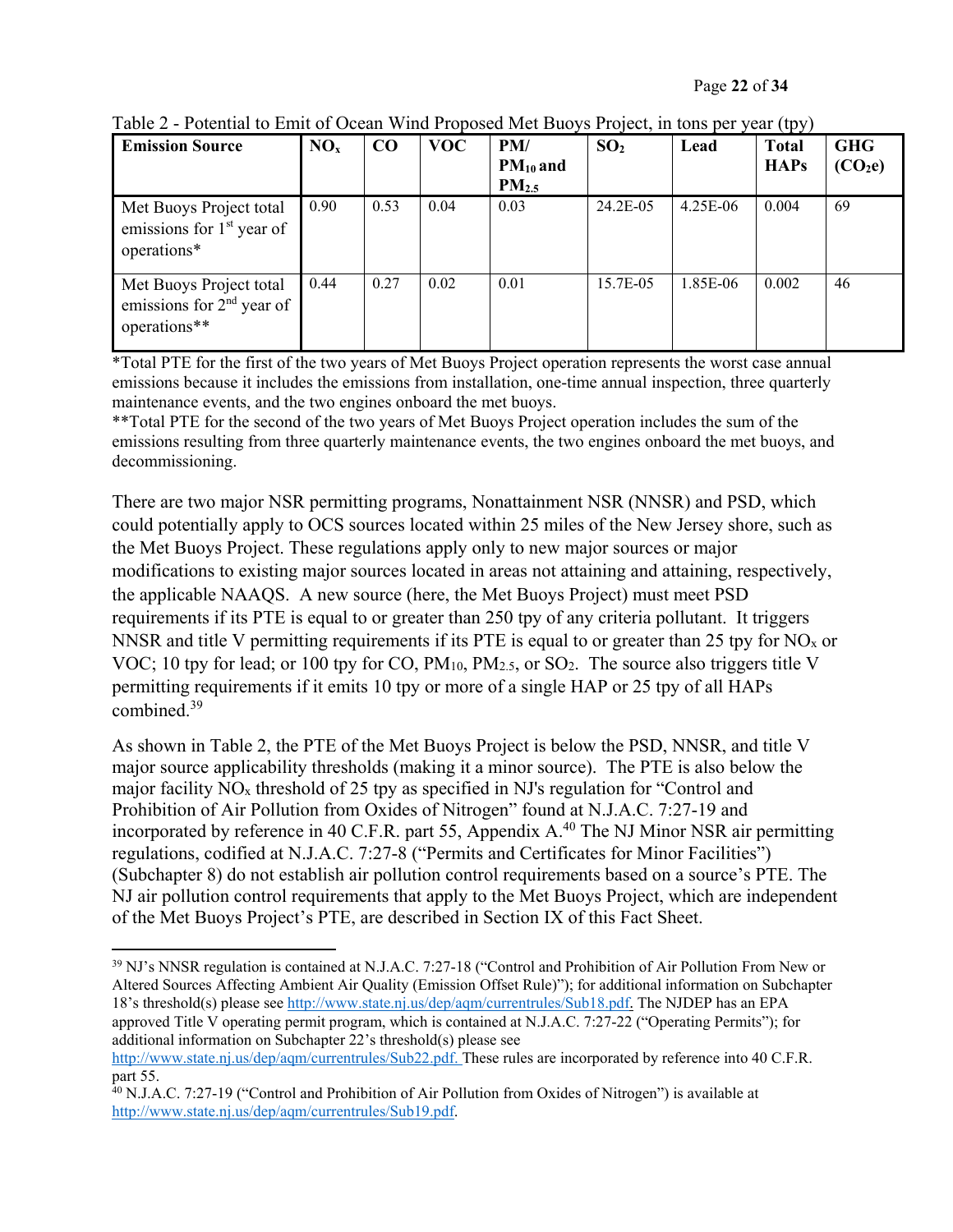Table 2 - Potential to Emit of Ocean Wind Proposed Met Buoys Project, in tons per year (tpy)

| Emission Source | $NO_x$ | CO | VOC | PM/ $PM_{10}$ and $PM_{2.5}$ | $SO_2$ | Lead | Total HAPs | GHG ($CO_2e$) |
|---|---|---|---|---|---|---|---|---|
| Met Buoys Project total emissions for 1st year of operations* | 0.90 | 0.53 | 0.04 | 0.03 | 24.2E-05 | 4.25E-06 | 0.004 | 69 |
| Met Buoys Project total emissions for 2nd year of operations** | 0.44 | 0.27 | 0.02 | 0.01 | 15.7E-05 | 1.85E-06 | 0.002 | 46 |

*Total PTE for the first of the two years of Met Buoys Project operation represents the worst case annual emissions because it includes the emissions from installation, one-time annual inspection, three quarterly maintenance events, and the two engines onboard the met buoys.

**Total PTE for the second of the two years of Met Buoys Project operation includes the sum of the emissions resulting from three quarterly maintenance events, the two engines onboard the met buoys, and decommissioning.

There are two major NSR permitting programs, Nonattainment NSR (NNSR) and PSD, which could potentially apply to OCS sources located within 25 miles of the New Jersey shore, such as the Met Buoys Project. These regulations apply only to new major sources or major modifications to existing major sources located in areas not attaining and attaining, respectively, the applicable NAAQS. A new source (here, the Met Buoys Project) must meet PSD requirements if its PTE is equal to or greater than 250 tpy of any criteria pollutant. It triggers NNSR and title V permitting requirements if its PTE is equal to or greater than 25 tpy for $NO_x$ or VOC; 10 tpy for lead; or 100 tpy for CO, $PM_{10}$, $PM_{2.5}$, or $SO_2$. The source also triggers title V permitting requirements if it emits 10 tpy or more of a single HAP or 25 tpy of all HAPs combined.[39]

As shown in Table 2, the PTE of the Met Buoys Project is below the PSD, NNSR, and title V major source applicability thresholds (making it a minor source). The PTE is also below the major facility $NO_x$ threshold of 25 tpy as specified in NJ's regulation for "Control and Prohibition of Air Pollution from Oxides of Nitrogen" found at N.J.A.C. 7:27-19 and incorporated by reference in 40 C.F.R. part 55, Appendix A.[40] The NJ Minor NSR air permitting regulations, codified at N.J.A.C. 7:27-8 ("Permits and Certificates for Minor Facilities") (Subchapter 8) do not establish air pollution control requirements based on a source's PTE. The NJ air pollution control requirements that apply to the Met Buoys Project, which are independent of the Met Buoys Project's PTE, are described in Section IX of this Fact Sheet.

[39] NJ's NNSR regulation is contained at N.J.A.C. 7:27-18 ("Control and Prohibition of Air Pollution From New or Altered Sources Affecting Ambient Air Quality (Emission Offset Rule)"); for additional information on Subchapter 18's threshold(s) please see http://www.state.nj.us/dep/aqm/currentrules/Sub18.pdf. The NJDEP has an EPA approved Title V operating permit program, which is contained at N.J.A.C. 7:27-22 ("Operating Permits"); for additional information on Subchapter 22's threshold(s) please see http://www.state.nj.us/dep/aqm/currentrules/Sub22.pdf. These rules are incorporated by reference into 40 C.F.R. part 55.

[40] N.J.A.C. 7:27-19 ("Control and Prohibition of Air Pollution from Oxides of Nitrogen") is available at http://www.state.nj.us/dep/aqm/currentrules/Sub19.pdf.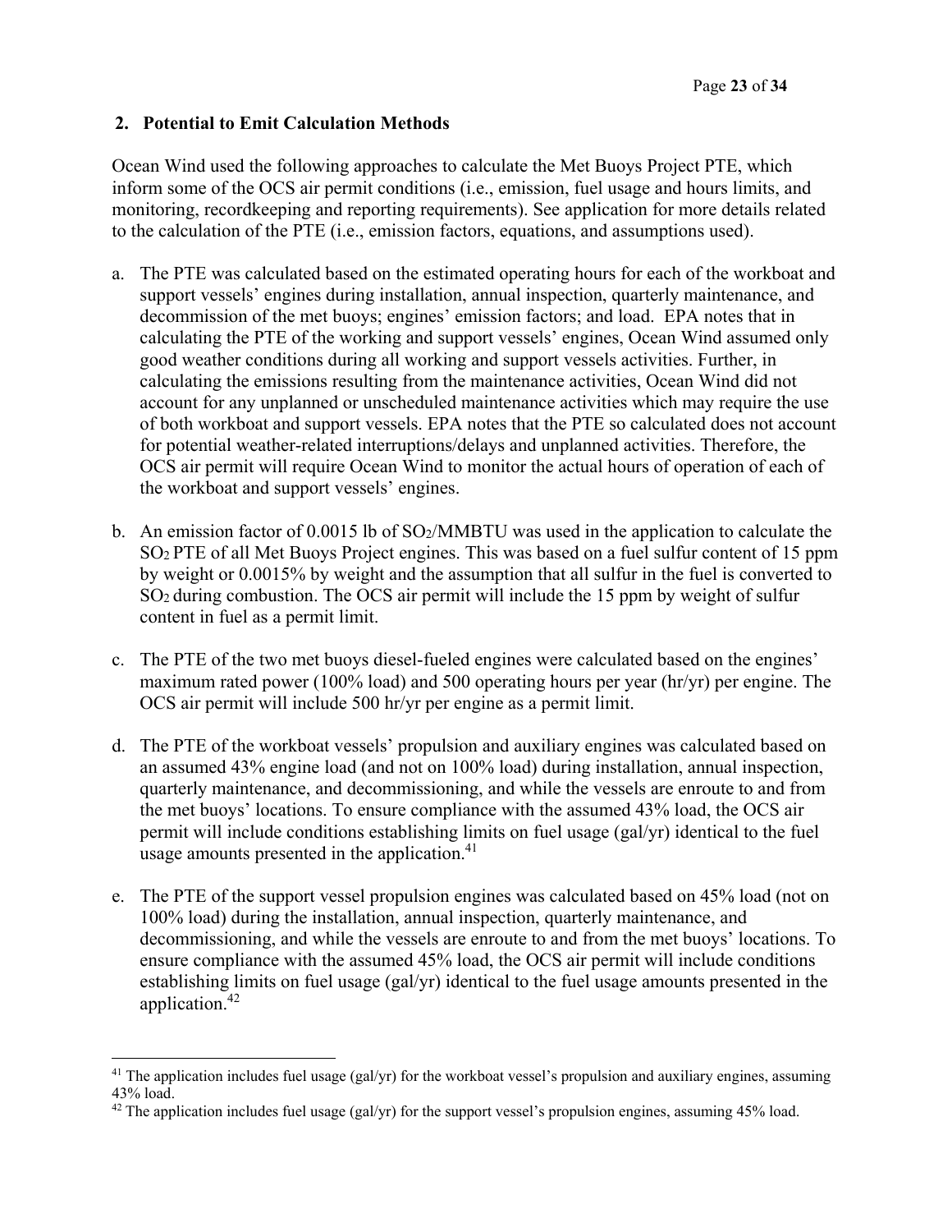## 2. Potential to Emit Calculation Methods

Ocean Wind used the following approaches to calculate the Met Buoys Project PTE, which inform some of the OCS air permit conditions (i.e., emission, fuel usage and hours limits, and monitoring, recordkeeping and reporting requirements). See application for more details related to the calculation of the PTE (i.e., emission factors, equations, and assumptions used).

a. The PTE was calculated based on the estimated operating hours for each of the workboat and support vessels' engines during installation, annual inspection, quarterly maintenance, and decommission of the met buoys; engines' emission factors; and load. EPA notes that in calculating the PTE of the working and support vessels' engines, Ocean Wind assumed only good weather conditions during all working and support vessels activities. Further, in calculating the emissions resulting from the maintenance activities, Ocean Wind did not account for any unplanned or unscheduled maintenance activities which may require the use of both workboat and support vessels. EPA notes that the PTE so calculated does not account for potential weather-related interruptions/delays and unplanned activities. Therefore, the OCS air permit will require Ocean Wind to monitor the actual hours of operation of each of the workboat and support vessels' engines.

b. An emission factor of 0.0015 lb of $SO_2$/MMBTU was used in the application to calculate the $SO_2$ PTE of all Met Buoys Project engines. This was based on a fuel sulfur content of 15 ppm by weight or 0.0015% by weight and the assumption that all sulfur in the fuel is converted to $SO_2$ during combustion. The OCS air permit will include the 15 ppm by weight of sulfur content in fuel as a permit limit.

c. The PTE of the two met buoys diesel-fueled engines were calculated based on the engines' maximum rated power (100% load) and 500 operating hours per year (hr/yr) per engine. The OCS air permit will include 500 hr/yr per engine as a permit limit.

d. The PTE of the workboat vessels' propulsion and auxiliary engines was calculated based on an assumed 43% engine load (and not on 100% load) during installation, annual inspection, quarterly maintenance, and decommissioning, and while the vessels are enroute to and from the met buoys' locations. To ensure compliance with the assumed 43% load, the OCS air permit will include conditions establishing limits on fuel usage (gal/yr) identical to the fuel usage amounts presented in the application.[41]

e. The PTE of the support vessel propulsion engines was calculated based on 45% load (not on 100% load) during the installation, annual inspection, quarterly maintenance, and decommissioning, and while the vessels are enroute to and from the met buoys' locations. To ensure compliance with the assumed 45% load, the OCS air permit will include conditions establishing limits on fuel usage (gal/yr) identical to the fuel usage amounts presented in the application.[42]

---

[41] The application includes fuel usage (gal/yr) for the workboat vessel's propulsion and auxiliary engines, assuming 43% load.

[42] The application includes fuel usage (gal/yr) for the support vessel's propulsion engines, assuming 45% load.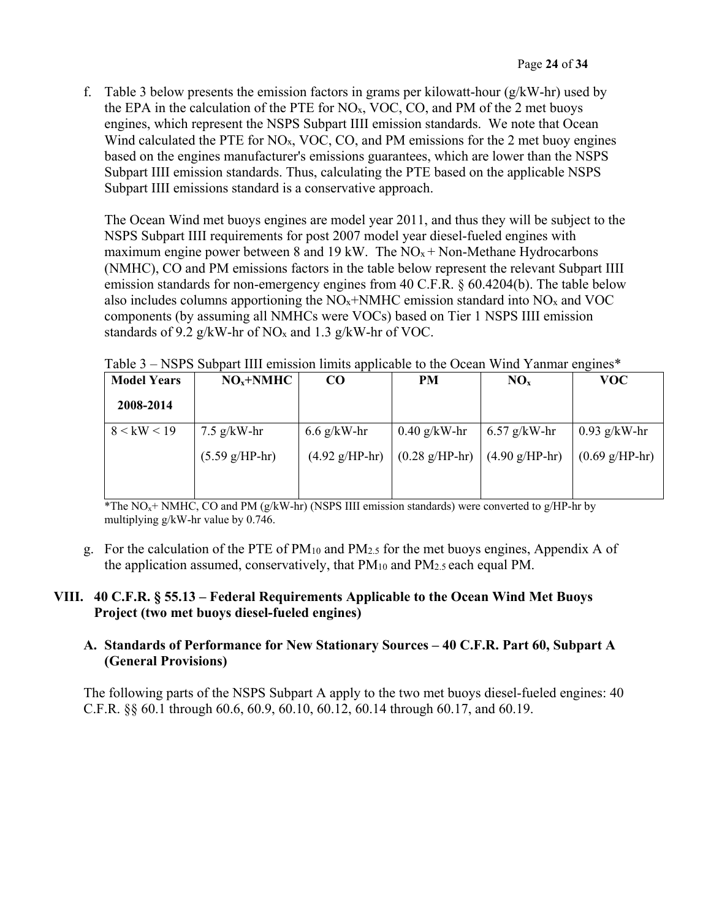f. Table 3 below presents the emission factors in grams per kilowatt-hour (g/kW-hr) used by the EPA in the calculation of the PTE for $NO_x$, VOC, CO, and PM of the 2 met buoys engines, which represent the NSPS Subpart IIII emission standards. We note that Ocean Wind calculated the PTE for $NO_x$, VOC, CO, and PM emissions for the 2 met buoy engines based on the engines manufacturer's emissions guarantees, which are lower than the NSPS Subpart IIII emission standards. Thus, calculating the PTE based on the applicable NSPS Subpart IIII emissions standard is a conservative approach.

   The Ocean Wind met buoys engines are model year 2011, and thus they will be subject to the NSPS Subpart IIII requirements for post 2007 model year diesel-fueled engines with maximum engine power between 8 and 19 kW. The $NO_x$ + Non-Methane Hydrocarbons (NMHC), CO and PM emissions factors in the table below represent the relevant Subpart IIII emission standards for non-emergency engines from 40 C.F.R. § 60.4204(b). The table below also includes columns apportioning the $NO_x$+NMHC emission standard into $NO_x$ and VOC components (by assuming all NMHCs were VOCs) based on Tier 1 NSPS IIII emission standards of 9.2 g/kW-hr of $NO_x$ and 1.3 g/kW-hr of VOC.

Table 3 – NSPS Subpart IIII emission limits applicable to the Ocean Wind Yanmar engines*

| Model Years 2008-2014 | $NO_x$+NMHC | CO | PM | $NO_x$ | VOC |
|---|---|---|---|---|---|
| 8 < kW < 19 | 7.5 g/kW-hr (5.59 g/HP-hr) | 6.6 g/kW-hr (4.92 g/HP-hr) | 0.40 g/kW-hr (0.28 g/HP-hr) | 6.57 g/kW-hr (4.90 g/HP-hr) | 0.93 g/kW-hr (0.69 g/HP-hr) |

*The $NO_x$+ NMHC, CO and PM (g/kW-hr) (NSPS IIII emission standards) were converted to g/HP-hr by multiplying g/kW-hr value by 0.746.

g. For the calculation of the PTE of $PM_{10}$ and $PM_{2.5}$ for the met buoys engines, Appendix A of the application assumed, conservatively, that $PM_{10}$ and $PM_{2.5}$ each equal PM.

## VIII. 40 C.F.R. § 55.13 – Federal Requirements Applicable to the Ocean Wind Met Buoys Project (two met buoys diesel-fueled engines)

### A. Standards of Performance for New Stationary Sources – 40 C.F.R. Part 60, Subpart A (General Provisions)

The following parts of the NSPS Subpart A apply to the two met buoys diesel-fueled engines: 40 C.F.R. §§ 60.1 through 60.6, 60.9, 60.10, 60.12, 60.14 through 60.17, and 60.19.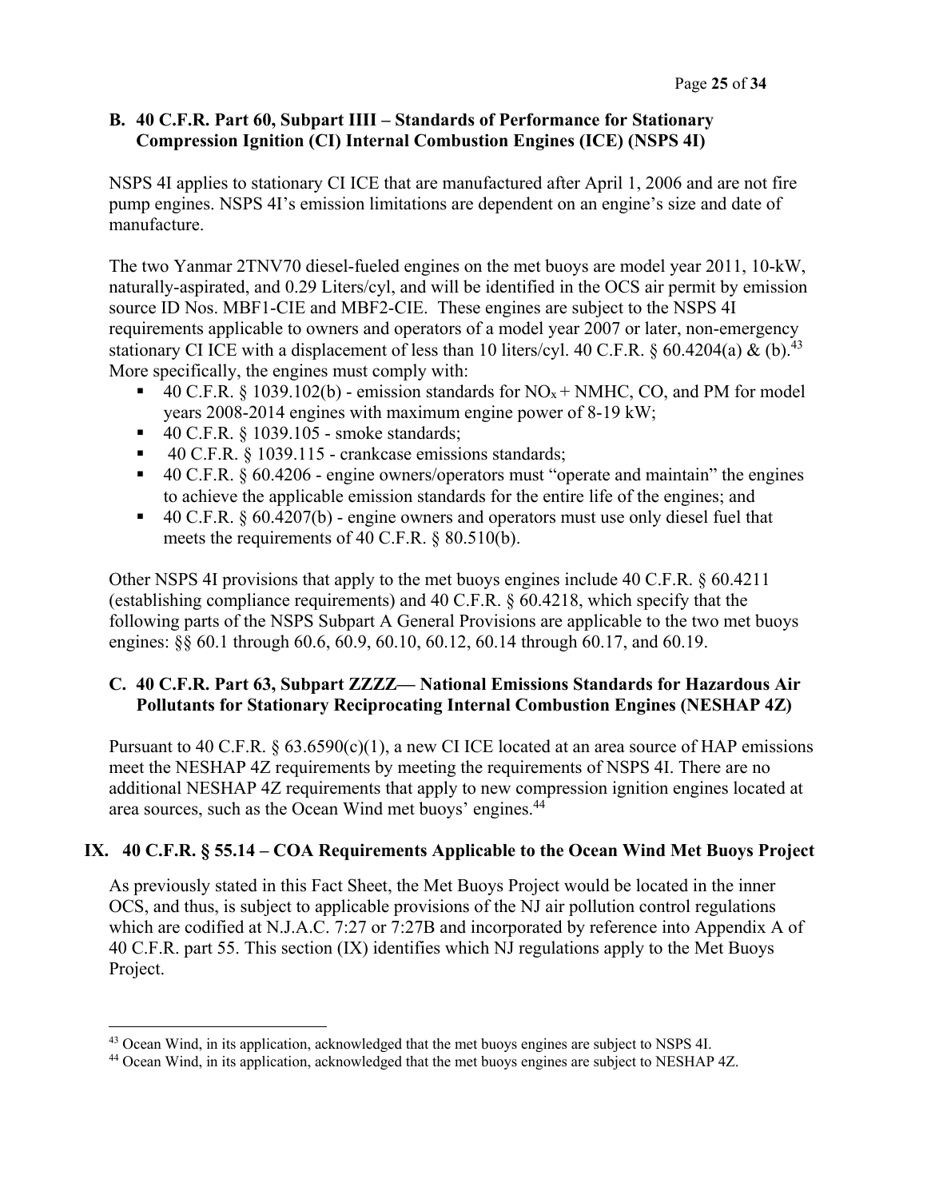### B. 40 C.F.R. Part 60, Subpart IIII – Standards of Performance for Stationary Compression Ignition (CI) Internal Combustion Engines (ICE) (NSPS 4I)

NSPS 4I applies to stationary CI ICE that are manufactured after April 1, 2006 and are not fire pump engines. NSPS 4I's emission limitations are dependent on an engine's size and date of manufacture.

The two Yanmar 2TNV70 diesel-fueled engines on the met buoys are model year 2011, 10-kW, naturally-aspirated, and 0.29 Liters/cyl, and will be identified in the OCS air permit by emission source ID Nos. MBF1-CIE and MBF2-CIE. These engines are subject to the NSPS 4I requirements applicable to owners and operators of a model year 2007 or later, non-emergency stationary CI ICE with a displacement of less than 10 liters/cyl. 40 C.F.R. § 60.4204(a) & (b).[43] More specifically, the engines must comply with:

- 40 C.F.R. § 1039.102(b) - emission standards for $NO_x$ + NMHC, CO, and PM for model years 2008-2014 engines with maximum engine power of 8-19 kW;
- 40 C.F.R. § 1039.105 - smoke standards;
- 40 C.F.R. § 1039.115 - crankcase emissions standards;
- 40 C.F.R. § 60.4206 - engine owners/operators must "operate and maintain" the engines to achieve the applicable emission standards for the entire life of the engines; and
- 40 C.F.R. § 60.4207(b) - engine owners and operators must use only diesel fuel that meets the requirements of 40 C.F.R. § 80.510(b).

Other NSPS 4I provisions that apply to the met buoys engines include 40 C.F.R. § 60.4211 (establishing compliance requirements) and 40 C.F.R. § 60.4218, which specify that the following parts of the NSPS Subpart A General Provisions are applicable to the two met buoys engines: §§ 60.1 through 60.6, 60.9, 60.10, 60.12, 60.14 through 60.17, and 60.19.

### C. 40 C.F.R. Part 63, Subpart ZZZZ— National Emissions Standards for Hazardous Air Pollutants for Stationary Reciprocating Internal Combustion Engines (NESHAP 4Z)

Pursuant to 40 C.F.R. § 63.6590(c)(1), a new CI ICE located at an area source of HAP emissions meet the NESHAP 4Z requirements by meeting the requirements of NSPS 4I. There are no additional NESHAP 4Z requirements that apply to new compression ignition engines located at area sources, such as the Ocean Wind met buoys' engines.[44]

## IX. 40 C.F.R. § 55.14 – COA Requirements Applicable to the Ocean Wind Met Buoys Project

As previously stated in this Fact Sheet, the Met Buoys Project would be located in the inner OCS, and thus, is subject to applicable provisions of the NJ air pollution control regulations which are codified at N.J.A.C. 7:27 or 7:27B and incorporated by reference into Appendix A of 40 C.F.R. part 55. This section (IX) identifies which NJ regulations apply to the Met Buoys Project.

---

[43] Ocean Wind, in its application, acknowledged that the met buoys engines are subject to NSPS 4I.

[44] Ocean Wind, in its application, acknowledged that the met buoys engines are subject to NESHAP 4Z.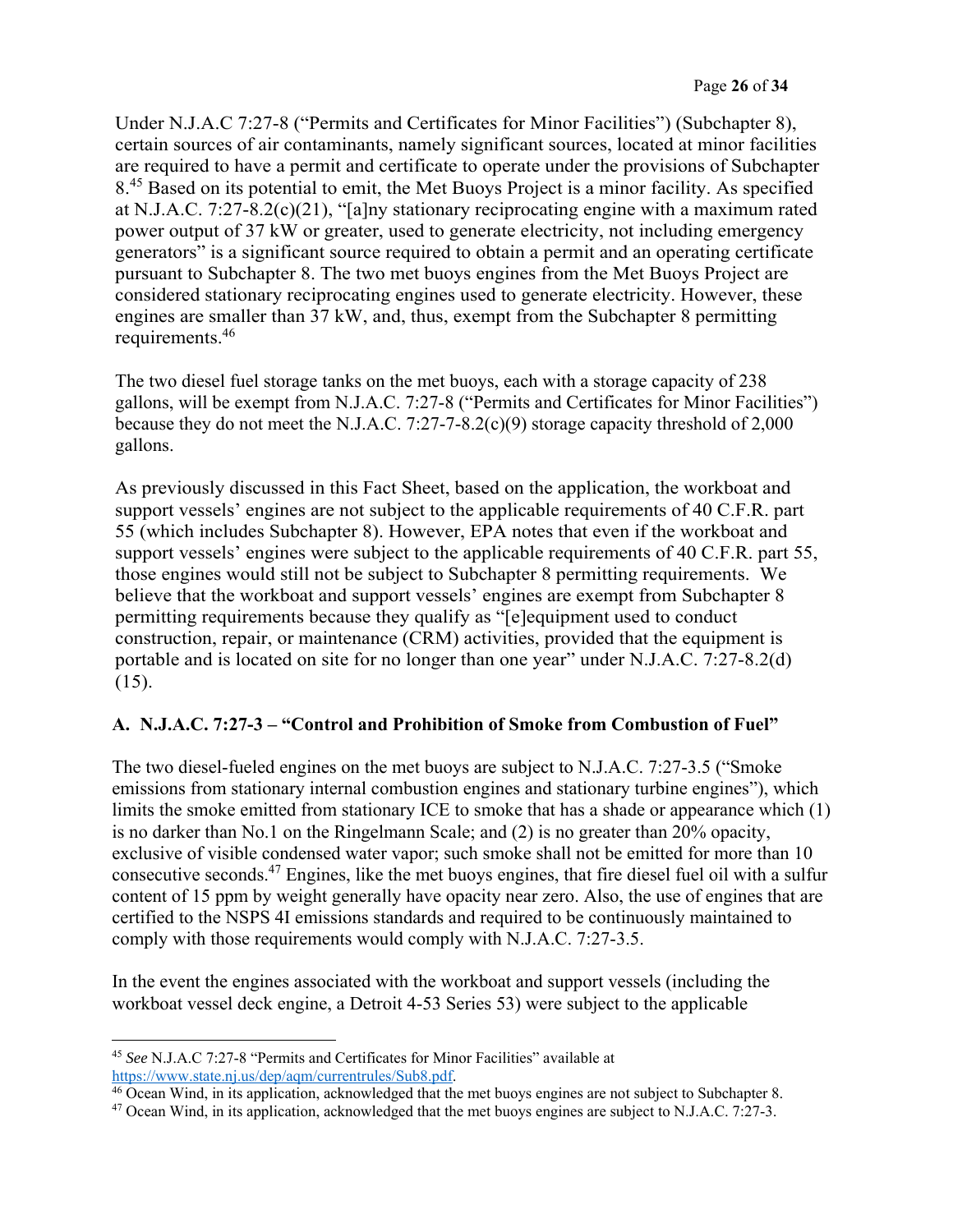Under N.J.A.C 7:27-8 ("Permits and Certificates for Minor Facilities") (Subchapter 8), certain sources of air contaminants, namely significant sources, located at minor facilities are required to have a permit and certificate to operate under the provisions of Subchapter 8.[45] Based on its potential to emit, the Met Buoys Project is a minor facility. As specified at N.J.A.C. 7:27-8.2(c)(21), "[a]ny stationary reciprocating engine with a maximum rated power output of 37 kW or greater, used to generate electricity, not including emergency generators" is a significant source required to obtain a permit and an operating certificate pursuant to Subchapter 8. The two met buoys engines from the Met Buoys Project are considered stationary reciprocating engines used to generate electricity. However, these engines are smaller than 37 kW, and, thus, exempt from the Subchapter 8 permitting requirements.[46]

The two diesel fuel storage tanks on the met buoys, each with a storage capacity of 238 gallons, will be exempt from N.J.A.C. 7:27-8 ("Permits and Certificates for Minor Facilities") because they do not meet the N.J.A.C. 7:27-7-8.2(c)(9) storage capacity threshold of 2,000 gallons.

As previously discussed in this Fact Sheet, based on the application, the workboat and support vessels' engines are not subject to the applicable requirements of 40 C.F.R. part 55 (which includes Subchapter 8). However, EPA notes that even if the workboat and support vessels' engines were subject to the applicable requirements of 40 C.F.R. part 55, those engines would still not be subject to Subchapter 8 permitting requirements. We believe that the workboat and support vessels' engines are exempt from Subchapter 8 permitting requirements because they qualify as "[e]quipment used to conduct construction, repair, or maintenance (CRM) activities, provided that the equipment is portable and is located on site for no longer than one year" under N.J.A.C. 7:27-8.2(d)(15).

### A. N.J.A.C. 7:27-3 – "Control and Prohibition of Smoke from Combustion of Fuel"

The two diesel-fueled engines on the met buoys are subject to N.J.A.C. 7:27-3.5 ("Smoke emissions from stationary internal combustion engines and stationary turbine engines"), which limits the smoke emitted from stationary ICE to smoke that has a shade or appearance which (1) is no darker than No.1 on the Ringelmann Scale; and (2) is no greater than 20% opacity, exclusive of visible condensed water vapor; such smoke shall not be emitted for more than 10 consecutive seconds.[47] Engines, like the met buoys engines, that fire diesel fuel oil with a sulfur content of 15 ppm by weight generally have opacity near zero. Also, the use of engines that are certified to the NSPS 4I emissions standards and required to be continuously maintained to comply with those requirements would comply with N.J.A.C. 7:27-3.5.

In the event the engines associated with the workboat and support vessels (including the workboat vessel deck engine, a Detroit 4-53 Series 53) were subject to the applicable

---

[45] *See* N.J.A.C 7:27-8 "Permits and Certificates for Minor Facilities" available at https://www.state.nj.us/dep/aqm/currentrules/Sub8.pdf.

[46] Ocean Wind, in its application, acknowledged that the met buoys engines are not subject to Subchapter 8.

[47] Ocean Wind, in its application, acknowledged that the met buoys engines are subject to N.J.A.C. 7:27-3.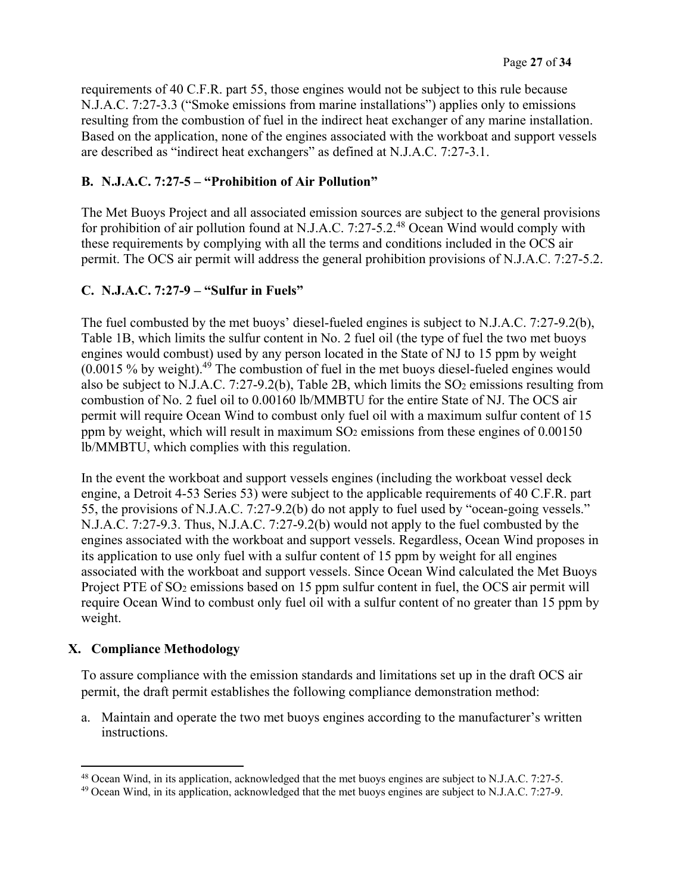requirements of 40 C.F.R. part 55, those engines would not be subject to this rule because N.J.A.C. 7:27-3.3 ("Smoke emissions from marine installations") applies only to emissions resulting from the combustion of fuel in the indirect heat exchanger of any marine installation. Based on the application, none of the engines associated with the workboat and support vessels are described as "indirect heat exchangers" as defined at N.J.A.C. 7:27-3.1.

### B. N.J.A.C. 7:27-5 – "Prohibition of Air Pollution"

The Met Buoys Project and all associated emission sources are subject to the general provisions for prohibition of air pollution found at N.J.A.C. 7:27-5.2.[48] Ocean Wind would comply with these requirements by complying with all the terms and conditions included in the OCS air permit. The OCS air permit will address the general prohibition provisions of N.J.A.C. 7:27-5.2.

### C. N.J.A.C. 7:27-9 – "Sulfur in Fuels"

The fuel combusted by the met buoys' diesel-fueled engines is subject to N.J.A.C. 7:27-9.2(b), Table 1B, which limits the sulfur content in No. 2 fuel oil (the type of fuel the two met buoys engines would combust) used by any person located in the State of NJ to 15 ppm by weight (0.0015 % by weight).[49] The combustion of fuel in the met buoys diesel-fueled engines would also be subject to N.J.A.C. 7:27-9.2(b), Table 2B, which limits the $SO_2$ emissions resulting from combustion of No. 2 fuel oil to 0.00160 lb/MMBTU for the entire State of NJ. The OCS air permit will require Ocean Wind to combust only fuel oil with a maximum sulfur content of 15 ppm by weight, which will result in maximum $SO_2$ emissions from these engines of 0.00150 lb/MMBTU, which complies with this regulation.

In the event the workboat and support vessels engines (including the workboat vessel deck engine, a Detroit 4-53 Series 53) were subject to the applicable requirements of 40 C.F.R. part 55, the provisions of N.J.A.C. 7:27-9.2(b) do not apply to fuel used by "ocean-going vessels." N.J.A.C. 7:27-9.3. Thus, N.J.A.C. 7:27-9.2(b) would not apply to the fuel combusted by the engines associated with the workboat and support vessels. Regardless, Ocean Wind proposes in its application to use only fuel with a sulfur content of 15 ppm by weight for all engines associated with the workboat and support vessels. Since Ocean Wind calculated the Met Buoys Project PTE of $SO_2$ emissions based on 15 ppm sulfur content in fuel, the OCS air permit will require Ocean Wind to combust only fuel oil with a sulfur content of no greater than 15 ppm by weight.

## X. Compliance Methodology

To assure compliance with the emission standards and limitations set up in the draft OCS air permit, the draft permit establishes the following compliance demonstration method:

a. Maintain and operate the two met buoys engines according to the manufacturer's written instructions.

---

[48] Ocean Wind, in its application, acknowledged that the met buoys engines are subject to N.J.A.C. 7:27-5.

[49] Ocean Wind, in its application, acknowledged that the met buoys engines are subject to N.J.A.C. 7:27-9.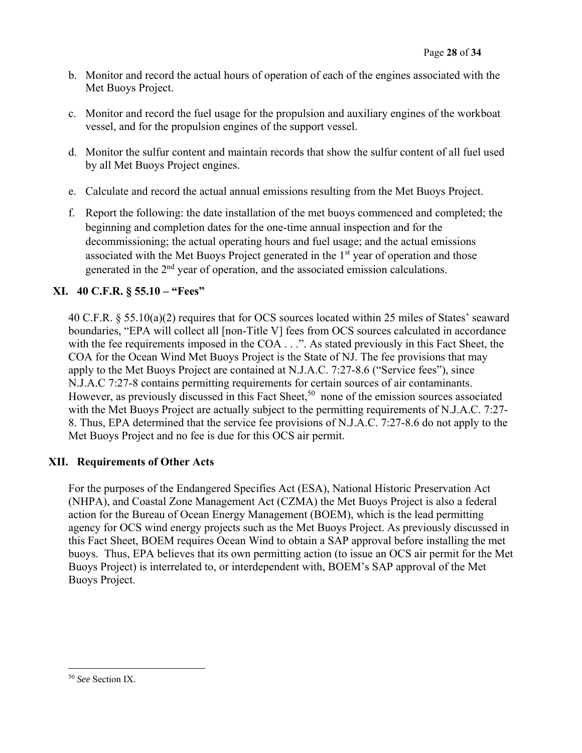b. Monitor and record the actual hours of operation of each of the engines associated with the Met Buoys Project.

c. Monitor and record the fuel usage for the propulsion and auxiliary engines of the workboat vessel, and for the propulsion engines of the support vessel.

d. Monitor the sulfur content and maintain records that show the sulfur content of all fuel used by all Met Buoys Project engines.

e. Calculate and record the actual annual emissions resulting from the Met Buoys Project.

f. Report the following: the date installation of the met buoys commenced and completed; the beginning and completion dates for the one-time annual inspection and for the decommissioning; the actual operating hours and fuel usage; and the actual emissions associated with the Met Buoys Project generated in the 1st year of operation and those generated in the 2nd year of operation, and the associated emission calculations.

## XI. 40 C.F.R. § 55.10 – "Fees"

40 C.F.R. § 55.10(a)(2) requires that for OCS sources located within 25 miles of States' seaward boundaries, "EPA will collect all [non-Title V] fees from OCS sources calculated in accordance with the fee requirements imposed in the COA . . .". As stated previously in this Fact Sheet, the COA for the Ocean Wind Met Buoys Project is the State of NJ. The fee provisions that may apply to the Met Buoys Project are contained at N.J.A.C. 7:27-8.6 ("Service fees"), since N.J.A.C 7:27-8 contains permitting requirements for certain sources of air contaminants. However, as previously discussed in this Fact Sheet,[50] none of the emission sources associated with the Met Buoys Project are actually subject to the permitting requirements of N.J.A.C. 7:27-8. Thus, EPA determined that the service fee provisions of N.J.A.C. 7:27-8.6 do not apply to the Met Buoys Project and no fee is due for this OCS air permit.

## XII. Requirements of Other Acts

For the purposes of the Endangered Specifies Act (ESA), National Historic Preservation Act (NHPA), and Coastal Zone Management Act (CZMA) the Met Buoys Project is also a federal action for the Bureau of Ocean Energy Management (BOEM), which is the lead permitting agency for OCS wind energy projects such as the Met Buoys Project. As previously discussed in this Fact Sheet, BOEM requires Ocean Wind to obtain a SAP approval before installing the met buoys. Thus, EPA believes that its own permitting action (to issue an OCS air permit for the Met Buoys Project) is interrelated to, or interdependent with, BOEM's SAP approval of the Met Buoys Project.

---

[50] *See* Section IX.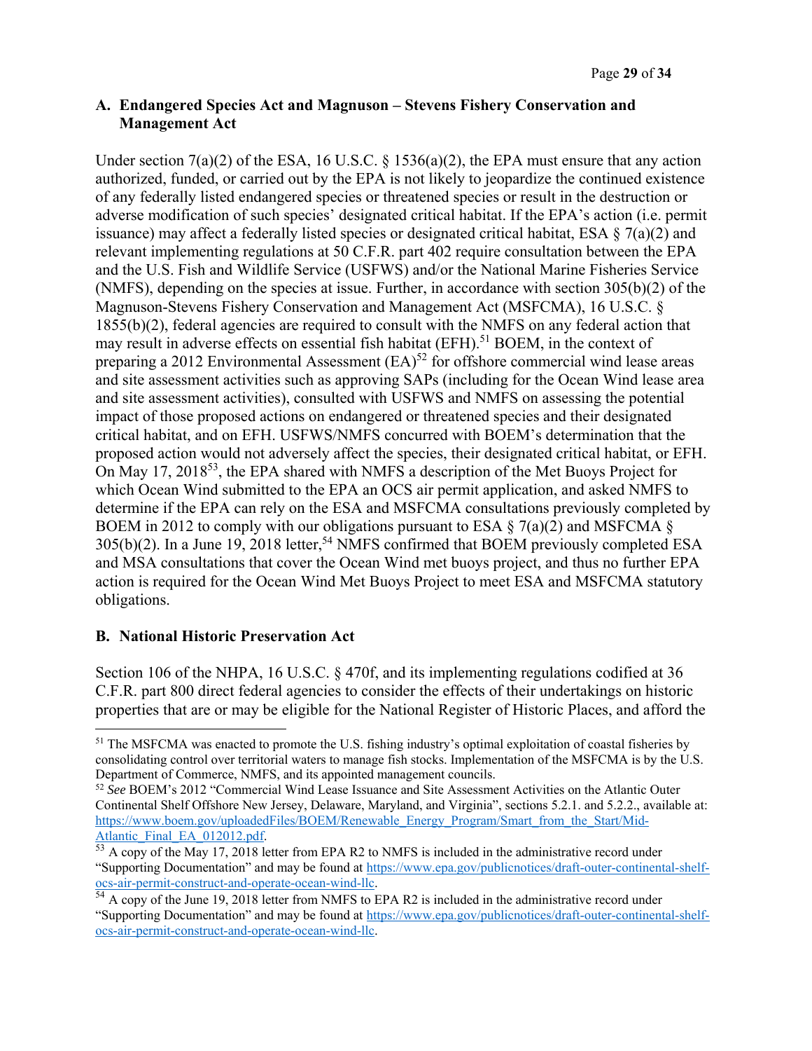### A. Endangered Species Act and Magnuson – Stevens Fishery Conservation and Management Act

Under section 7(a)(2) of the ESA, 16 U.S.C. § 1536(a)(2), the EPA must ensure that any action authorized, funded, or carried out by the EPA is not likely to jeopardize the continued existence of any federally listed endangered species or threatened species or result in the destruction or adverse modification of such species' designated critical habitat. If the EPA's action (i.e. permit issuance) may affect a federally listed species or designated critical habitat, ESA § 7(a)(2) and relevant implementing regulations at 50 C.F.R. part 402 require consultation between the EPA and the U.S. Fish and Wildlife Service (USFWS) and/or the National Marine Fisheries Service (NMFS), depending on the species at issue. Further, in accordance with section 305(b)(2) of the Magnuson-Stevens Fishery Conservation and Management Act (MSFCMA), 16 U.S.C. § 1855(b)(2), federal agencies are required to consult with the NMFS on any federal action that may result in adverse effects on essential fish habitat (EFH).[51] BOEM, in the context of preparing a 2012 Environmental Assessment (EA)[52] for offshore commercial wind lease areas and site assessment activities such as approving SAPs (including for the Ocean Wind lease area and site assessment activities), consulted with USFWS and NMFS on assessing the potential impact of those proposed actions on endangered or threatened species and their designated critical habitat, and on EFH. USFWS/NMFS concurred with BOEM's determination that the proposed action would not adversely affect the species, their designated critical habitat, or EFH. On May 17, 2018[53], the EPA shared with NMFS a description of the Met Buoys Project for which Ocean Wind submitted to the EPA an OCS air permit application, and asked NMFS to determine if the EPA can rely on the ESA and MSFCMA consultations previously completed by BOEM in 2012 to comply with our obligations pursuant to ESA § 7(a)(2) and MSFCMA § 305(b)(2). In a June 19, 2018 letter,[54] NMFS confirmed that BOEM previously completed ESA and MSA consultations that cover the Ocean Wind met buoys project, and thus no further EPA action is required for the Ocean Wind Met Buoys Project to meet ESA and MSFCMA statutory obligations.

### B. National Historic Preservation Act

Section 106 of the NHPA, 16 U.S.C. § 470f, and its implementing regulations codified at 36 C.F.R. part 800 direct federal agencies to consider the effects of their undertakings on historic properties that are or may be eligible for the National Register of Historic Places, and afford the

---

[51] The MSFCMA was enacted to promote the U.S. fishing industry's optimal exploitation of coastal fisheries by consolidating control over territorial waters to manage fish stocks. Implementation of the MSFCMA is by the U.S. Department of Commerce, NMFS, and its appointed management councils.

[52] *See* BOEM's 2012 "Commercial Wind Lease Issuance and Site Assessment Activities on the Atlantic Outer Continental Shelf Offshore New Jersey, Delaware, Maryland, and Virginia", sections 5.2.1. and 5.2.2., available at: https://www.boem.gov/uploadedFiles/BOEM/Renewable_Energy_Program/Smart_from_the_Start/Mid-Atlantic_Final_EA_012012.pdf.

[53] A copy of the May 17, 2018 letter from EPA R2 to NMFS is included in the administrative record under "Supporting Documentation" and may be found at https://www.epa.gov/publicnotices/draft-outer-continental-shelf-ocs-air-permit-construct-and-operate-ocean-wind-llc.

[54] A copy of the June 19, 2018 letter from NMFS to EPA R2 is included in the administrative record under "Supporting Documentation" and may be found at https://www.epa.gov/publicnotices/draft-outer-continental-shelf-ocs-air-permit-construct-and-operate-ocean-wind-llc.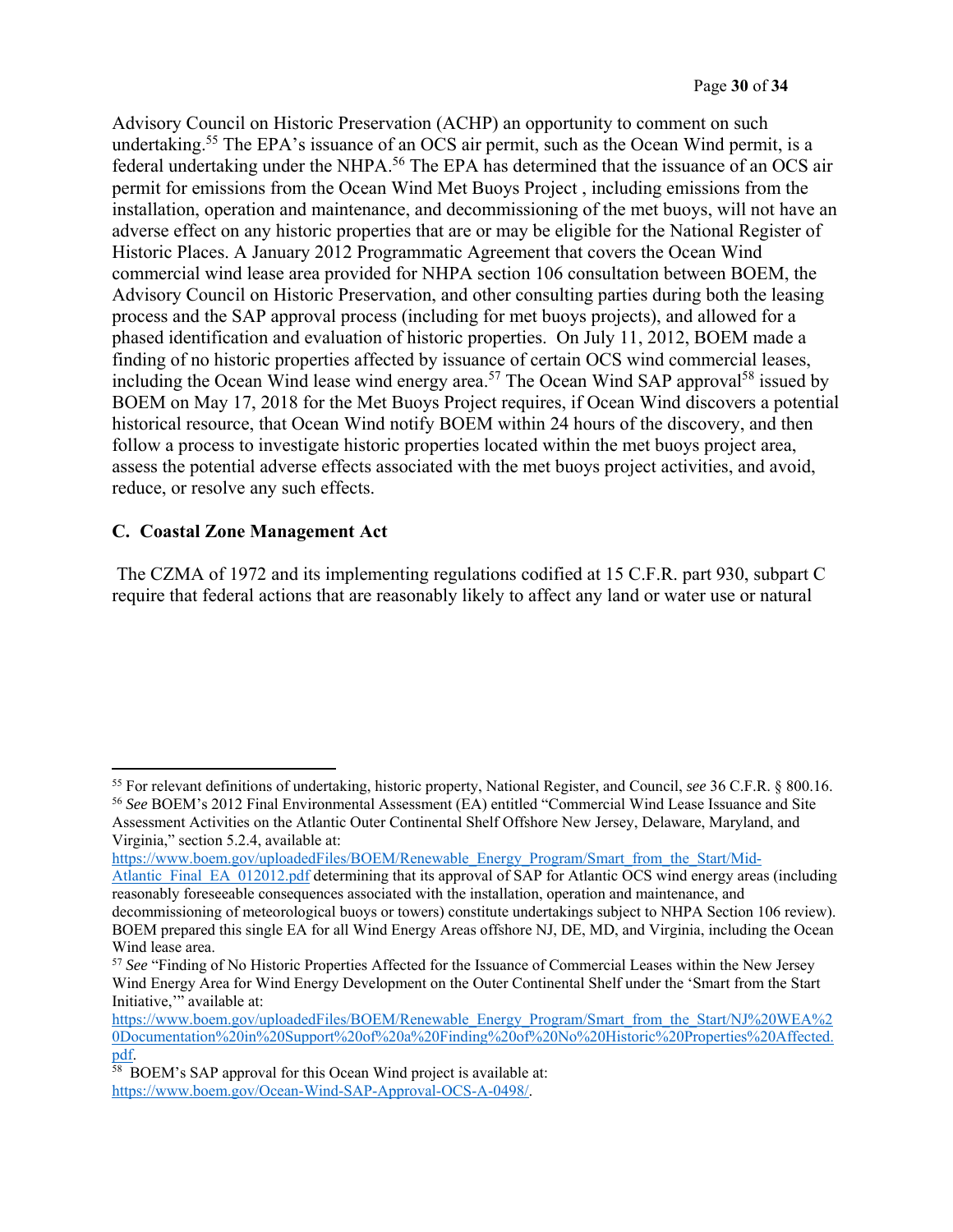Advisory Council on Historic Preservation (ACHP) an opportunity to comment on such undertaking.[55] The EPA's issuance of an OCS air permit, such as the Ocean Wind permit, is a federal undertaking under the NHPA.[56] The EPA has determined that the issuance of an OCS air permit for emissions from the Ocean Wind Met Buoys Project , including emissions from the installation, operation and maintenance, and decommissioning of the met buoys, will not have an adverse effect on any historic properties that are or may be eligible for the National Register of Historic Places. A January 2012 Programmatic Agreement that covers the Ocean Wind commercial wind lease area provided for NHPA section 106 consultation between BOEM, the Advisory Council on Historic Preservation, and other consulting parties during both the leasing process and the SAP approval process (including for met buoys projects), and allowed for a phased identification and evaluation of historic properties. On July 11, 2012, BOEM made a finding of no historic properties affected by issuance of certain OCS wind commercial leases, including the Ocean Wind lease wind energy area.[57] The Ocean Wind SAP approval[58] issued by BOEM on May 17, 2018 for the Met Buoys Project requires, if Ocean Wind discovers a potential historical resource, that Ocean Wind notify BOEM within 24 hours of the discovery, and then follow a process to investigate historic properties located within the met buoys project area, assess the potential adverse effects associated with the met buoys project activities, and avoid, reduce, or resolve any such effects.

### C. Coastal Zone Management Act

The CZMA of 1972 and its implementing regulations codified at 15 C.F.R. part 930, subpart C require that federal actions that are reasonably likely to affect any land or water use or natural

---

[55] For relevant definitions of undertaking, historic property, National Register, and Council, *see* 36 C.F.R. § 800.16.

[56] *See* BOEM's 2012 Final Environmental Assessment (EA) entitled "Commercial Wind Lease Issuance and Site Assessment Activities on the Atlantic Outer Continental Shelf Offshore New Jersey, Delaware, Maryland, and Virginia," section 5.2.4, available at: https://www.boem.gov/uploadedFiles/BOEM/Renewable_Energy_Program/Smart_from_the_Start/Mid-Atlantic_Final_EA_012012.pdf determining that its approval of SAP for Atlantic OCS wind energy areas (including reasonably foreseeable consequences associated with the installation, operation and maintenance, and decommissioning of meteorological buoys or towers) constitute undertakings subject to NHPA Section 106 review). BOEM prepared this single EA for all Wind Energy Areas offshore NJ, DE, MD, and Virginia, including the Ocean Wind lease area.

[57] *See* "Finding of No Historic Properties Affected for the Issuance of Commercial Leases within the New Jersey Wind Energy Area for Wind Energy Development on the Outer Continental Shelf under the 'Smart from the Start Initiative,'" available at: https://www.boem.gov/uploadedFiles/BOEM/Renewable_Energy_Program/Smart_from_the_Start/NJ%20WEA%20Documentation%20in%20Support%20of%20a%20Finding%20of%20No%20Historic%20Properties%20Affected.pdf.

[58] BOEM's SAP approval for this Ocean Wind project is available at: https://www.boem.gov/Ocean-Wind-SAP-Approval-OCS-A-0498/.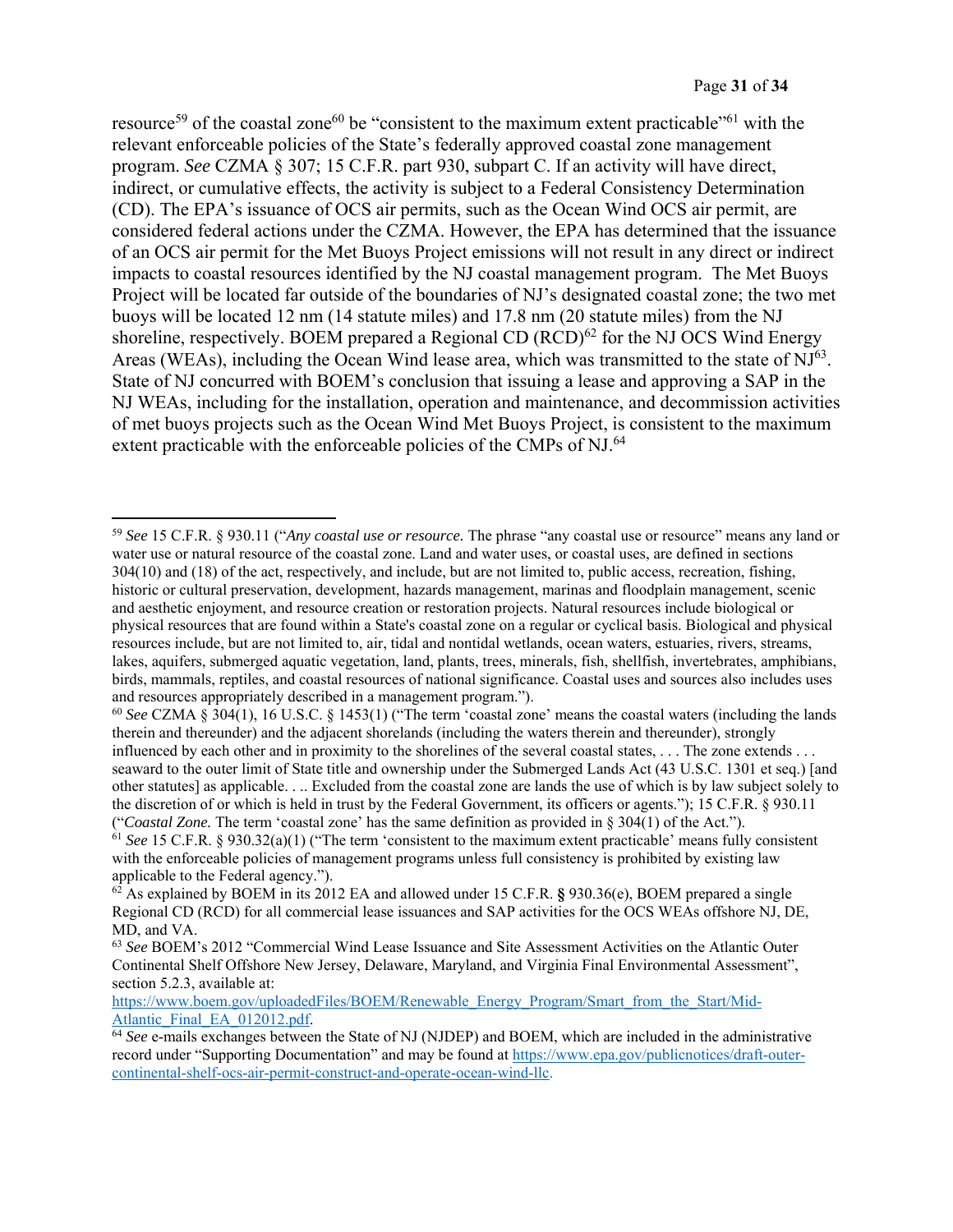resource[59] of the coastal zone[60] be "consistent to the maximum extent practicable"[61] with the relevant enforceable policies of the State's federally approved coastal zone management program. *See* CZMA § 307; 15 C.F.R. part 930, subpart C. If an activity will have direct, indirect, or cumulative effects, the activity is subject to a Federal Consistency Determination (CD). The EPA's issuance of OCS air permits, such as the Ocean Wind OCS air permit, are considered federal actions under the CZMA. However, the EPA has determined that the issuance of an OCS air permit for the Met Buoys Project emissions will not result in any direct or indirect impacts to coastal resources identified by the NJ coastal management program. The Met Buoys Project will be located far outside of the boundaries of NJ's designated coastal zone; the two met buoys will be located 12 nm (14 statute miles) and 17.8 nm (20 statute miles) from the NJ shoreline, respectively. BOEM prepared a Regional CD (RCD)[62] for the NJ OCS Wind Energy Areas (WEAs), including the Ocean Wind lease area, which was transmitted to the state of NJ[63]. State of NJ concurred with BOEM's conclusion that issuing a lease and approving a SAP in the NJ WEAs, including for the installation, operation and maintenance, and decommission activities of met buoys projects such as the Ocean Wind Met Buoys Project, is consistent to the maximum extent practicable with the enforceable policies of the CMPs of NJ.[64]

---

[59] *See* 15 C.F.R. § 930.11 ("*Any coastal use or resource.* The phrase "any coastal use or resource" means any land or water use or natural resource of the coastal zone. Land and water uses, or coastal uses, are defined in sections 304(10) and (18) of the act, respectively, and include, but are not limited to, public access, recreation, fishing, historic or cultural preservation, development, hazards management, marinas and floodplain management, scenic and aesthetic enjoyment, and resource creation or restoration projects. Natural resources include biological or physical resources that are found within a State's coastal zone on a regular or cyclical basis. Biological and physical resources include, but are not limited to, air, tidal and nontidal wetlands, ocean waters, estuaries, rivers, streams, lakes, aquifers, submerged aquatic vegetation, land, plants, trees, minerals, fish, shellfish, invertebrates, amphibians, birds, mammals, reptiles, and coastal resources of national significance. Coastal uses and sources also includes uses and resources appropriately described in a management program.").

[60] *See* CZMA § 304(1), 16 U.S.C. § 1453(1) ("The term 'coastal zone' means the coastal waters (including the lands therein and thereunder) and the adjacent shorelands (including the waters therein and thereunder), strongly influenced by each other and in proximity to the shorelines of the several coastal states, . . . The zone extends . . . seaward to the outer limit of State title and ownership under the Submerged Lands Act (43 U.S.C. 1301 et seq.) [and other statutes] as applicable. . .. Excluded from the coastal zone are lands the use of which is by law subject solely to the discretion of or which is held in trust by the Federal Government, its officers or agents."); 15 C.F.R. § 930.11 ("*Coastal Zone.* The term 'coastal zone' has the same definition as provided in § 304(1) of the Act.").

[61] *See* 15 C.F.R. § 930.32(a)(1) ("The term 'consistent to the maximum extent practicable' means fully consistent with the enforceable policies of management programs unless full consistency is prohibited by existing law applicable to the Federal agency.").

[62] As explained by BOEM in its 2012 EA and allowed under 15 C.F.R. **§** 930.36(e), BOEM prepared a single Regional CD (RCD) for all commercial lease issuances and SAP activities for the OCS WEAs offshore NJ, DE, MD, and VA.

[63] *See* BOEM's 2012 "Commercial Wind Lease Issuance and Site Assessment Activities on the Atlantic Outer Continental Shelf Offshore New Jersey, Delaware, Maryland, and Virginia Final Environmental Assessment", section 5.2.3, available at: https://www.boem.gov/uploadedFiles/BOEM/Renewable_Energy_Program/Smart_from_the_Start/Mid-Atlantic_Final_EA_012012.pdf.

[64] *See* e-mails exchanges between the State of NJ (NJDEP) and BOEM, which are included in the administrative record under "Supporting Documentation" and may be found at https://www.epa.gov/publicnotices/draft-outer-continental-shelf-ocs-air-permit-construct-and-operate-ocean-wind-llc.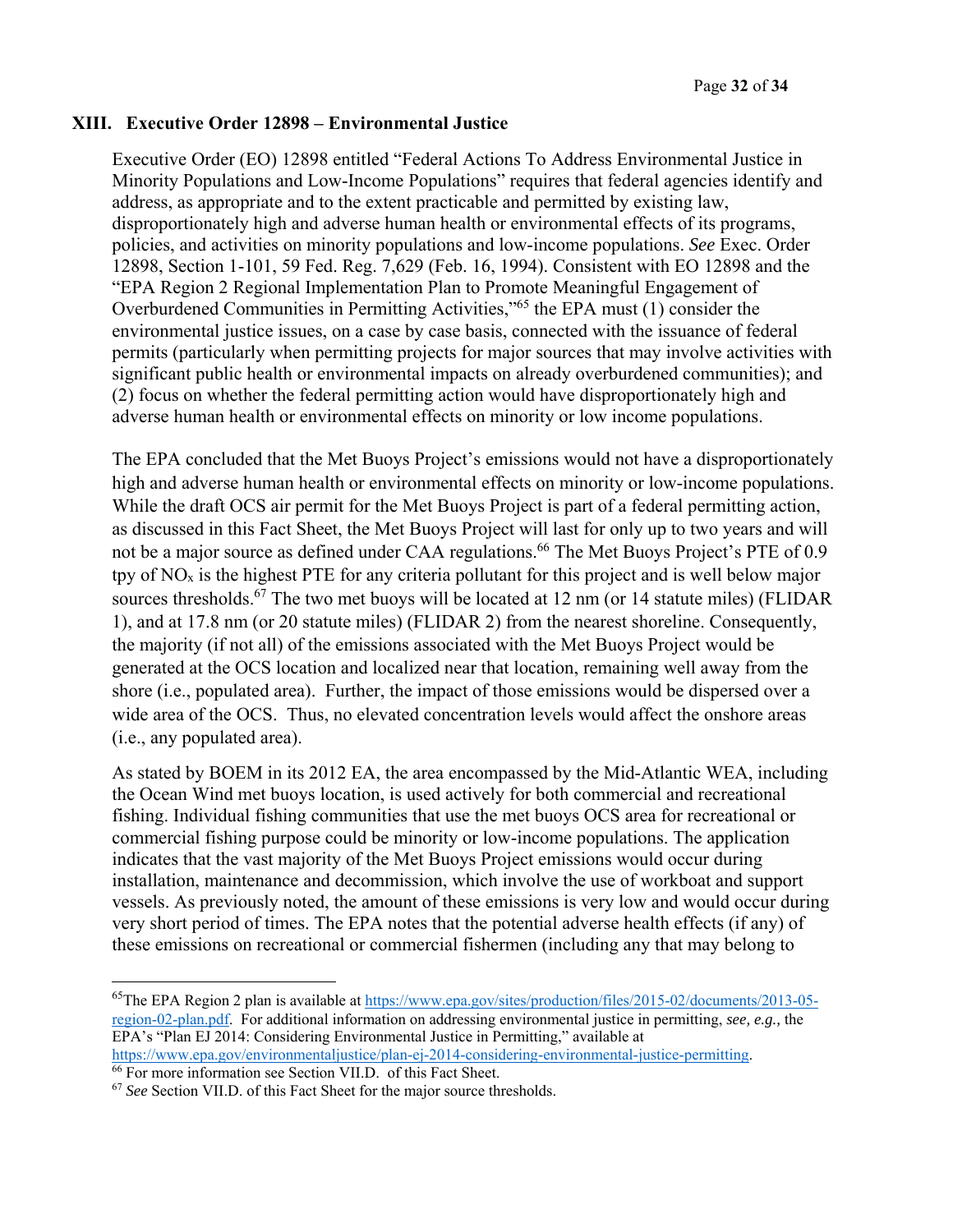## XIII. Executive Order 12898 – Environmental Justice

Executive Order (EO) 12898 entitled "Federal Actions To Address Environmental Justice in Minority Populations and Low-Income Populations" requires that federal agencies identify and address, as appropriate and to the extent practicable and permitted by existing law, disproportionately high and adverse human health or environmental effects of its programs, policies, and activities on minority populations and low-income populations. *See* Exec. Order 12898, Section 1-101, 59 Fed. Reg. 7,629 (Feb. 16, 1994). Consistent with EO 12898 and the "EPA Region 2 Regional Implementation Plan to Promote Meaningful Engagement of Overburdened Communities in Permitting Activities,"[65] the EPA must (1) consider the environmental justice issues, on a case by case basis, connected with the issuance of federal permits (particularly when permitting projects for major sources that may involve activities with significant public health or environmental impacts on already overburdened communities); and (2) focus on whether the federal permitting action would have disproportionately high and adverse human health or environmental effects on minority or low income populations.

The EPA concluded that the Met Buoys Project's emissions would not have a disproportionately high and adverse human health or environmental effects on minority or low-income populations. While the draft OCS air permit for the Met Buoys Project is part of a federal permitting action, as discussed in this Fact Sheet, the Met Buoys Project will last for only up to two years and will not be a major source as defined under CAA regulations.[66] The Met Buoys Project's PTE of 0.9 tpy of $NO_x$ is the highest PTE for any criteria pollutant for this project and is well below major sources thresholds.[67] The two met buoys will be located at 12 nm (or 14 statute miles) (FLIDAR 1), and at 17.8 nm (or 20 statute miles) (FLIDAR 2) from the nearest shoreline. Consequently, the majority (if not all) of the emissions associated with the Met Buoys Project would be generated at the OCS location and localized near that location, remaining well away from the shore (i.e., populated area). Further, the impact of those emissions would be dispersed over a wide area of the OCS. Thus, no elevated concentration levels would affect the onshore areas (i.e., any populated area).

As stated by BOEM in its 2012 EA, the area encompassed by the Mid-Atlantic WEA, including the Ocean Wind met buoys location, is used actively for both commercial and recreational fishing. Individual fishing communities that use the met buoys OCS area for recreational or commercial fishing purpose could be minority or low-income populations. The application indicates that the vast majority of the Met Buoys Project emissions would occur during installation, maintenance and decommission, which involve the use of workboat and support vessels. As previously noted, the amount of these emissions is very low and would occur during very short period of times. The EPA notes that the potential adverse health effects (if any) of these emissions on recreational or commercial fishermen (including any that may belong to

---

[65] The EPA Region 2 plan is available at https://www.epa.gov/sites/production/files/2015-02/documents/2013-05-region-02-plan.pdf. For additional information on addressing environmental justice in permitting, *see, e.g.,* the EPA's "Plan EJ 2014: Considering Environmental Justice in Permitting," available at https://www.epa.gov/environmentaljustice/plan-ej-2014-considering-environmental-justice-permitting.

[66] For more information see Section VII.D. of this Fact Sheet.

[67] *See* Section VII.D. of this Fact Sheet for the major source thresholds.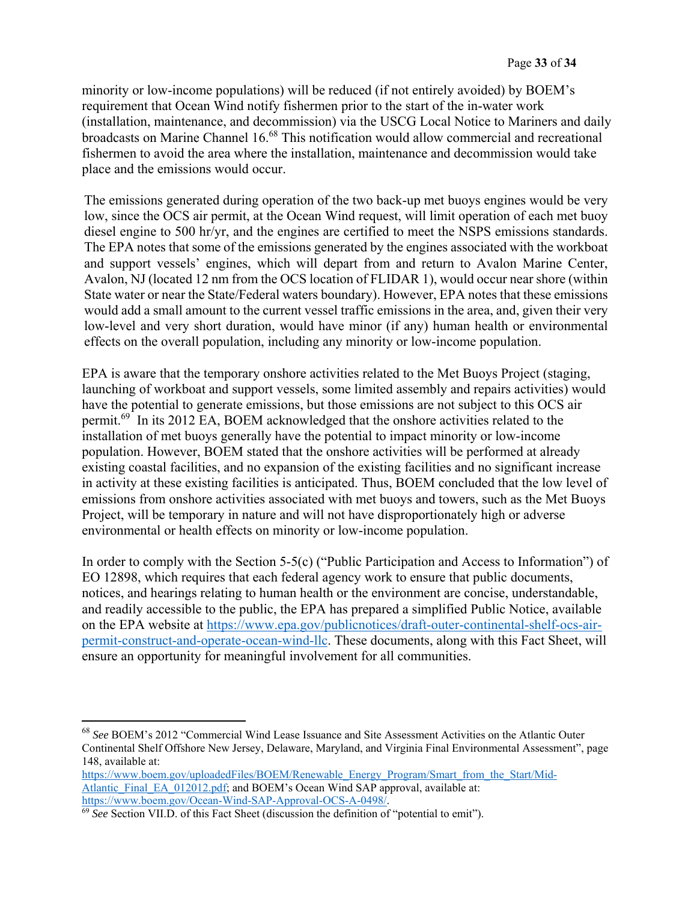minority or low-income populations) will be reduced (if not entirely avoided) by BOEM's requirement that Ocean Wind notify fishermen prior to the start of the in-water work (installation, maintenance, and decommission) via the USCG Local Notice to Mariners and daily broadcasts on Marine Channel 16.[68] This notification would allow commercial and recreational fishermen to avoid the area where the installation, maintenance and decommission would take place and the emissions would occur.

The emissions generated during operation of the two back-up met buoys engines would be very low, since the OCS air permit, at the Ocean Wind request, will limit operation of each met buoy diesel engine to 500 hr/yr, and the engines are certified to meet the NSPS emissions standards. The EPA notes that some of the emissions generated by the engines associated with the workboat and support vessels' engines, which will depart from and return to Avalon Marine Center, Avalon, NJ (located 12 nm from the OCS location of FLIDAR 1), would occur near shore (within State water or near the State/Federal waters boundary). However, EPA notes that these emissions would add a small amount to the current vessel traffic emissions in the area, and, given their very low-level and very short duration, would have minor (if any) human health or environmental effects on the overall population, including any minority or low-income population.

EPA is aware that the temporary onshore activities related to the Met Buoys Project (staging, launching of workboat and support vessels, some limited assembly and repairs activities) would have the potential to generate emissions, but those emissions are not subject to this OCS air permit.[69] In its 2012 EA, BOEM acknowledged that the onshore activities related to the installation of met buoys generally have the potential to impact minority or low-income population. However, BOEM stated that the onshore activities will be performed at already existing coastal facilities, and no expansion of the existing facilities and no significant increase in activity at these existing facilities is anticipated. Thus, BOEM concluded that the low level of emissions from onshore activities associated with met buoys and towers, such as the Met Buoys Project, will be temporary in nature and will not have disproportionately high or adverse environmental or health effects on minority or low-income population.

In order to comply with the Section 5-5(c) ("Public Participation and Access to Information") of EO 12898, which requires that each federal agency work to ensure that public documents, notices, and hearings relating to human health or the environment are concise, understandable, and readily accessible to the public, the EPA has prepared a simplified Public Notice, available on the EPA website at https://www.epa.gov/publicnotices/draft-outer-continental-shelf-ocs-air-permit-construct-and-operate-ocean-wind-llc. These documents, along with this Fact Sheet, will ensure an opportunity for meaningful involvement for all communities.

---

[68] *See* BOEM's 2012 "Commercial Wind Lease Issuance and Site Assessment Activities on the Atlantic Outer Continental Shelf Offshore New Jersey, Delaware, Maryland, and Virginia Final Environmental Assessment", page 148, available at: https://www.boem.gov/uploadedFiles/BOEM/Renewable_Energy_Program/Smart_from_the_Start/Mid-Atlantic_Final_EA_012012.pdf; and BOEM's Ocean Wind SAP approval, available at: https://www.boem.gov/Ocean-Wind-SAP-Approval-OCS-A-0498/.

[69] *See* Section VII.D. of this Fact Sheet (discussion the definition of "potential to emit").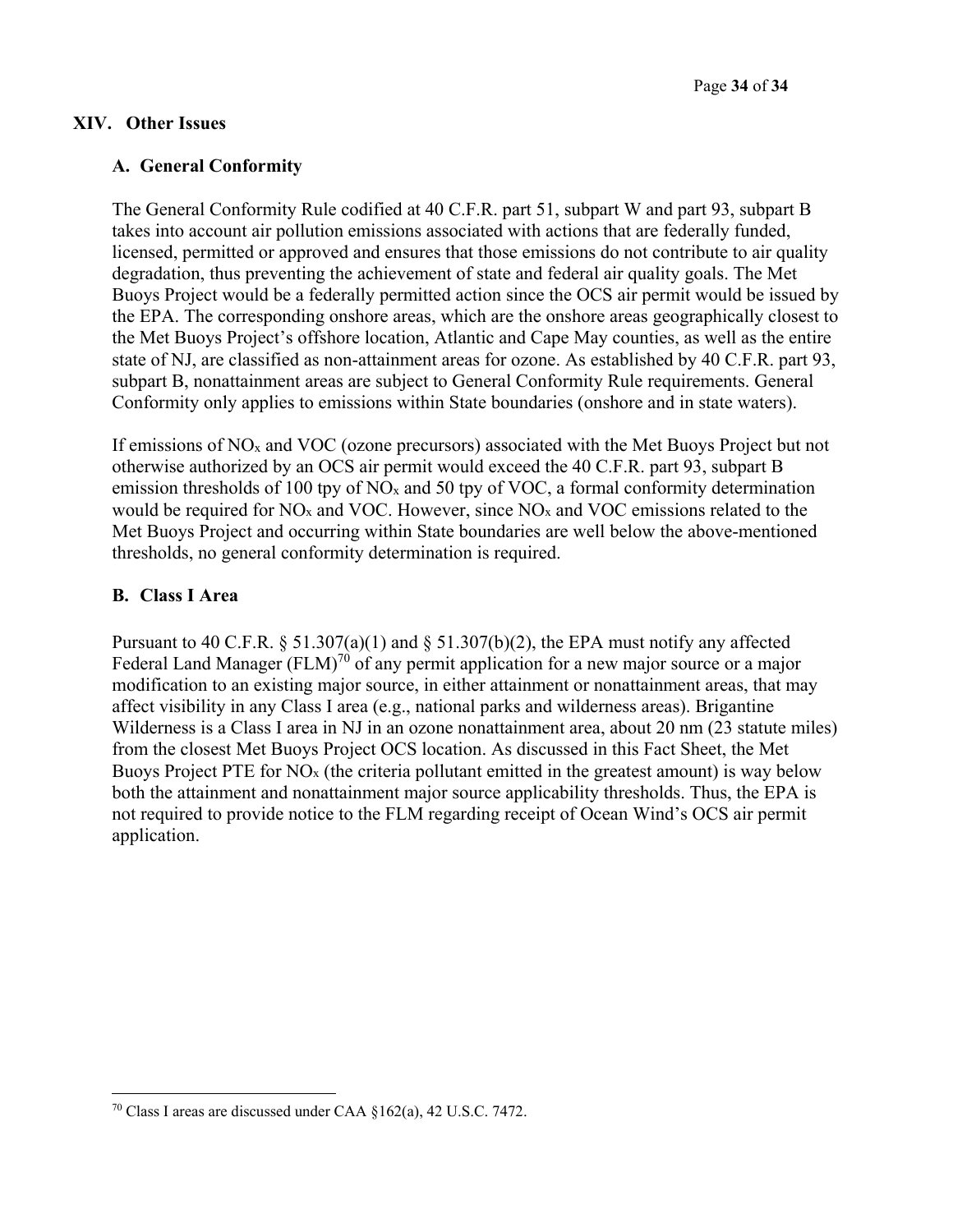## XIV. Other Issues

### A. General Conformity

The General Conformity Rule codified at 40 C.F.R. part 51, subpart W and part 93, subpart B takes into account air pollution emissions associated with actions that are federally funded, licensed, permitted or approved and ensures that those emissions do not contribute to air quality degradation, thus preventing the achievement of state and federal air quality goals. The Met Buoys Project would be a federally permitted action since the OCS air permit would be issued by the EPA. The corresponding onshore areas, which are the onshore areas geographically closest to the Met Buoys Project's offshore location, Atlantic and Cape May counties, as well as the entire state of NJ, are classified as non-attainment areas for ozone. As established by 40 C.F.R. part 93, subpart B, nonattainment areas are subject to General Conformity Rule requirements. General Conformity only applies to emissions within State boundaries (onshore and in state waters).

If emissions of $NO_x$ and VOC (ozone precursors) associated with the Met Buoys Project but not otherwise authorized by an OCS air permit would exceed the 40 C.F.R. part 93, subpart B emission thresholds of 100 tpy of $NO_x$ and 50 tpy of VOC, a formal conformity determination would be required for $NO_x$ and VOC. However, since $NO_x$ and VOC emissions related to the Met Buoys Project and occurring within State boundaries are well below the above-mentioned thresholds, no general conformity determination is required.

### B. Class I Area

Pursuant to 40 C.F.R. § 51.307(a)(1) and § 51.307(b)(2), the EPA must notify any affected Federal Land Manager (FLM)[70] of any permit application for a new major source or a major modification to an existing major source, in either attainment or nonattainment areas, that may affect visibility in any Class I area (e.g., national parks and wilderness areas). Brigantine Wilderness is a Class I area in NJ in an ozone nonattainment area, about 20 nm (23 statute miles) from the closest Met Buoys Project OCS location. As discussed in this Fact Sheet, the Met Buoys Project PTE for $NO_x$ (the criteria pollutant emitted in the greatest amount) is way below both the attainment and nonattainment major source applicability thresholds. Thus, the EPA is not required to provide notice to the FLM regarding receipt of Ocean Wind's OCS air permit application.

[70] Class I areas are discussed under CAA §162(a), 42 U.S.C. 7472.